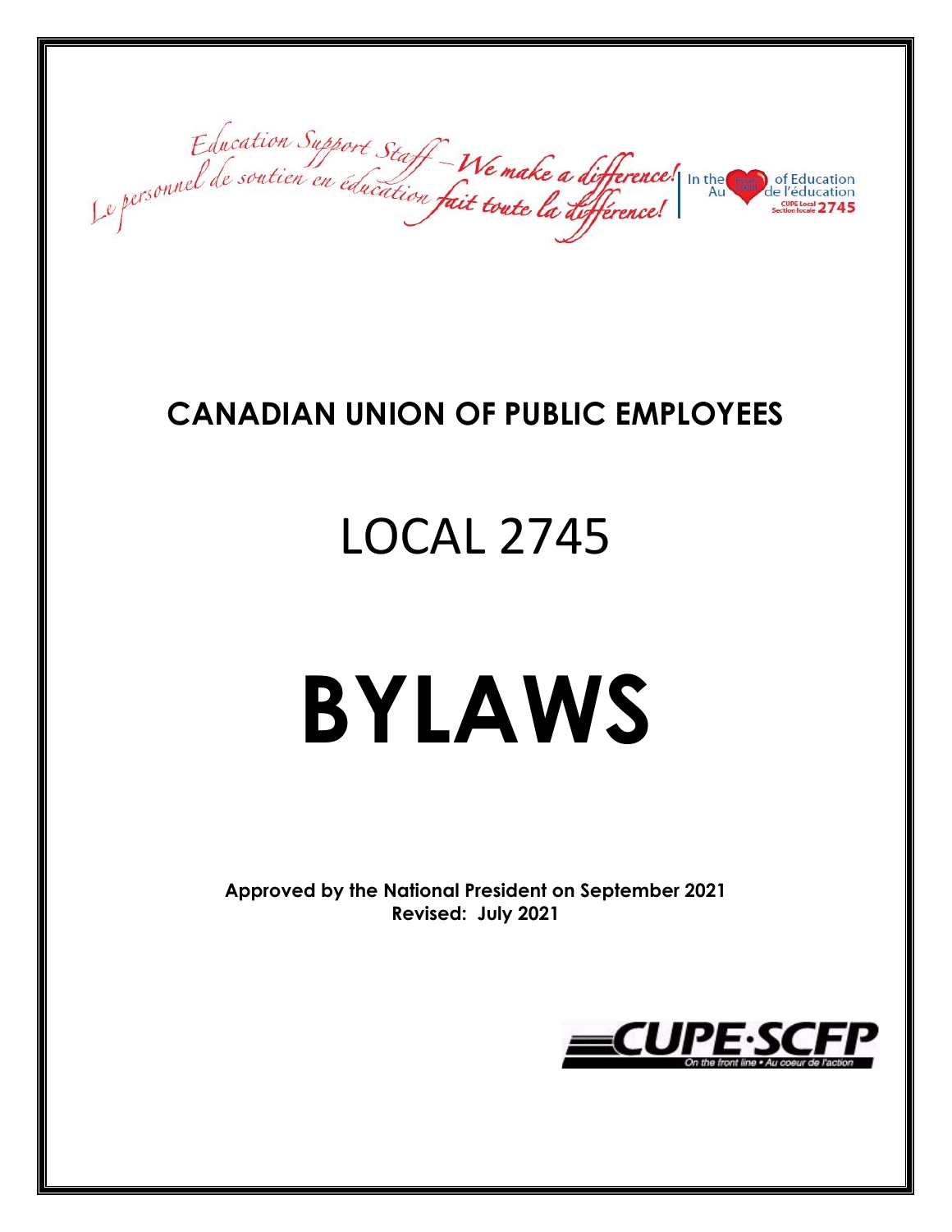Education Support Staff – We make a difference!
Le personnel de soutien en éducation fait toute la différence!

In the Heart of Education
Au Cœur de l'éducation
CUPE Local
Section locale 2745

# CANADIAN UNION OF PUBLIC EMPLOYEES

# LOCAL 2745

# BYLAWS

**Approved by the National President on September 2021**
**Revised: July 2021**

CUPE·SCFP
On the front line • Au coeur de l'action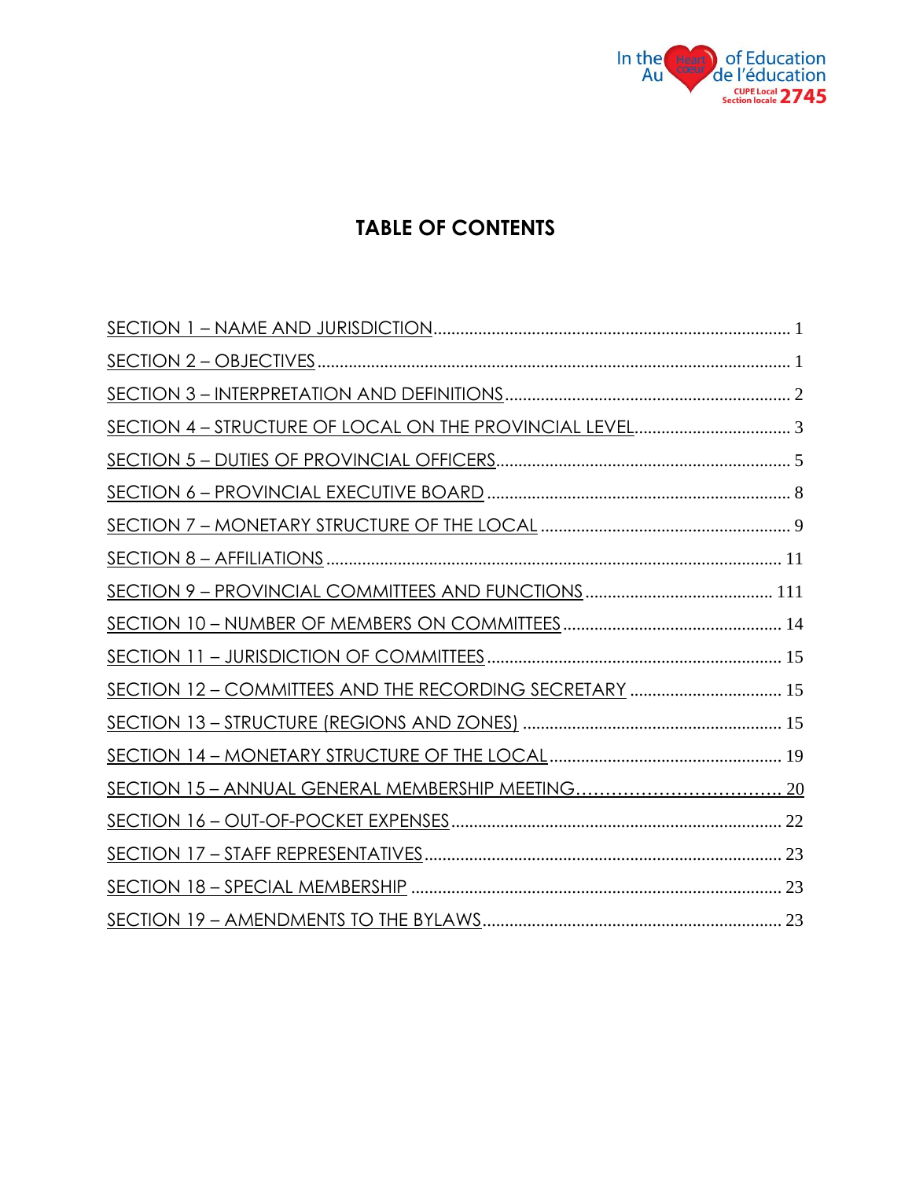# TABLE OF CONTENTS

SECTION 1 – NAME AND JURISDICTION ........ 1
SECTION 2 – OBJECTIVES ........ 1
SECTION 3 – INTERPRETATION AND DEFINITIONS ........ 2
SECTION 4 – STRUCTURE OF LOCAL ON THE PROVINCIAL LEVEL ........ 3
SECTION 5 – DUTIES OF PROVINCIAL OFFICERS ........ 5
SECTION 6 – PROVINCIAL EXECUTIVE BOARD ........ 8
SECTION 7 – MONETARY STRUCTURE OF THE LOCAL ........ 9
SECTION 8 – AFFILIATIONS ........ 11
SECTION 9 – PROVINCIAL COMMITTEES AND FUNCTIONS ........ 111
SECTION 10 – NUMBER OF MEMBERS ON COMMITTEES ........ 14
SECTION 11 – JURISDICTION OF COMMITTEES ........ 15
SECTION 12 – COMMITTEES AND THE RECORDING SECRETARY ........ 15
SECTION 13 – STRUCTURE (REGIONS AND ZONES) ........ 15
SECTION 14 – MONETARY STRUCTURE OF THE LOCAL ........ 19
SECTION 15 – ANNUAL GENERAL MEMBERSHIP MEETING ........ 20
SECTION 16 – OUT-OF-POCKET EXPENSES ........ 22
SECTION 17 – STAFF REPRESENTATIVES ........ 23
SECTION 18 – SPECIAL MEMBERSHIP ........ 23
SECTION 19 – AMENDMENTS TO THE BYLAWS ........ 23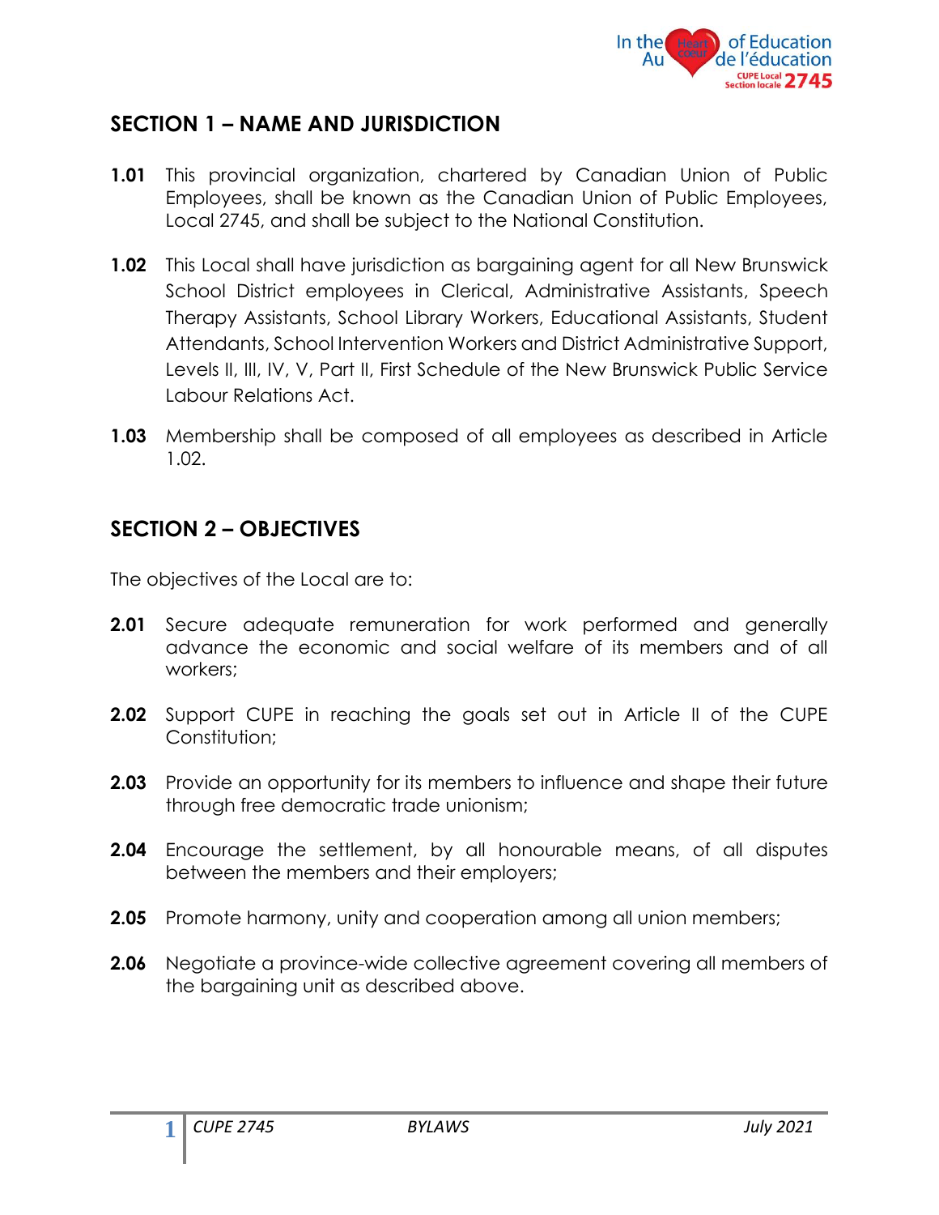## SECTION 1 – NAME AND JURISDICTION

**1.01** This provincial organization, chartered by Canadian Union of Public Employees, shall be known as the Canadian Union of Public Employees, Local 2745, and shall be subject to the National Constitution.

**1.02** This Local shall have jurisdiction as bargaining agent for all New Brunswick School District employees in Clerical, Administrative Assistants, Speech Therapy Assistants, School Library Workers, Educational Assistants, Student Attendants, School Intervention Workers and District Administrative Support, Levels II, III, IV, V, Part II, First Schedule of the New Brunswick Public Service Labour Relations Act.

**1.03** Membership shall be composed of all employees as described in Article 1.02.

## SECTION 2 – OBJECTIVES

The objectives of the Local are to:

**2.01** Secure adequate remuneration for work performed and generally advance the economic and social welfare of its members and of all workers;

**2.02** Support CUPE in reaching the goals set out in Article II of the CUPE Constitution;

**2.03** Provide an opportunity for its members to influence and shape their future through free democratic trade unionism;

**2.04** Encourage the settlement, by all honourable means, of all disputes between the members and their employers;

**2.05** Promote harmony, unity and cooperation among all union members;

**2.06** Negotiate a province-wide collective agreement covering all members of the bargaining unit as described above.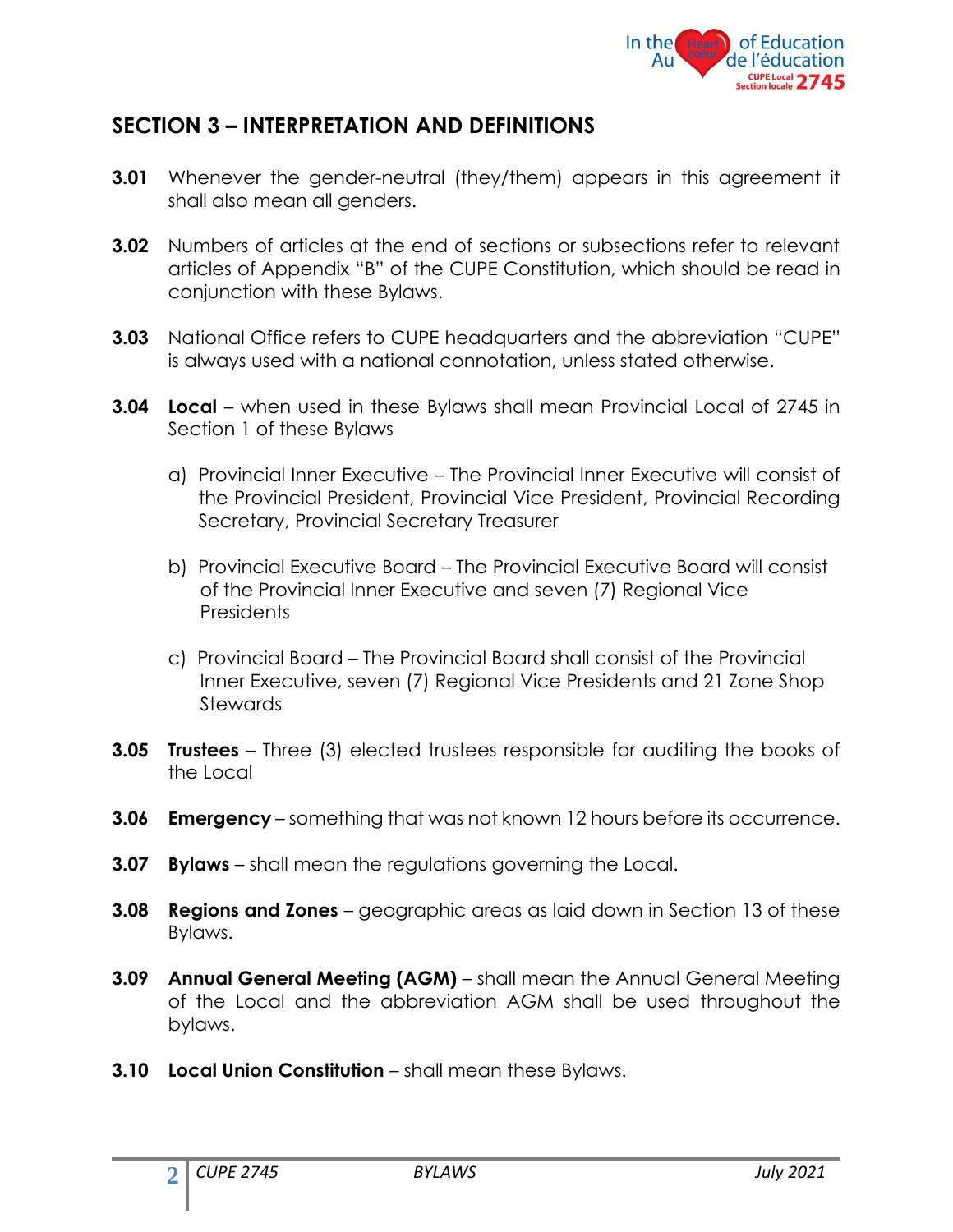## SECTION 3 – INTERPRETATION AND DEFINITIONS

**3.01** Whenever the gender-neutral (they/them) appears in this agreement it shall also mean all genders.

**3.02** Numbers of articles at the end of sections or subsections refer to relevant articles of Appendix "B" of the CUPE Constitution, which should be read in conjunction with these Bylaws.

**3.03** National Office refers to CUPE headquarters and the abbreviation "CUPE" is always used with a national connotation, unless stated otherwise.

**3.04** **Local** – when used in these Bylaws shall mean Provincial Local of 2745 in Section 1 of these Bylaws

a) Provincial Inner Executive – The Provincial Inner Executive will consist of the Provincial President, Provincial Vice President, Provincial Recording Secretary, Provincial Secretary Treasurer

b) Provincial Executive Board – The Provincial Executive Board will consist of the Provincial Inner Executive and seven (7) Regional Vice Presidents

c) Provincial Board – The Provincial Board shall consist of the Provincial Inner Executive, seven (7) Regional Vice Presidents and 21 Zone Shop Stewards

**3.05** **Trustees** – Three (3) elected trustees responsible for auditing the books of the Local

**3.06** **Emergency** – something that was not known 12 hours before its occurrence.

**3.07** **Bylaws** – shall mean the regulations governing the Local.

**3.08** **Regions and Zones** – geographic areas as laid down in Section 13 of these Bylaws.

**3.09** **Annual General Meeting (AGM)** – shall mean the Annual General Meeting of the Local and the abbreviation AGM shall be used throughout the bylaws.

**3.10** **Local Union Constitution** – shall mean these Bylaws.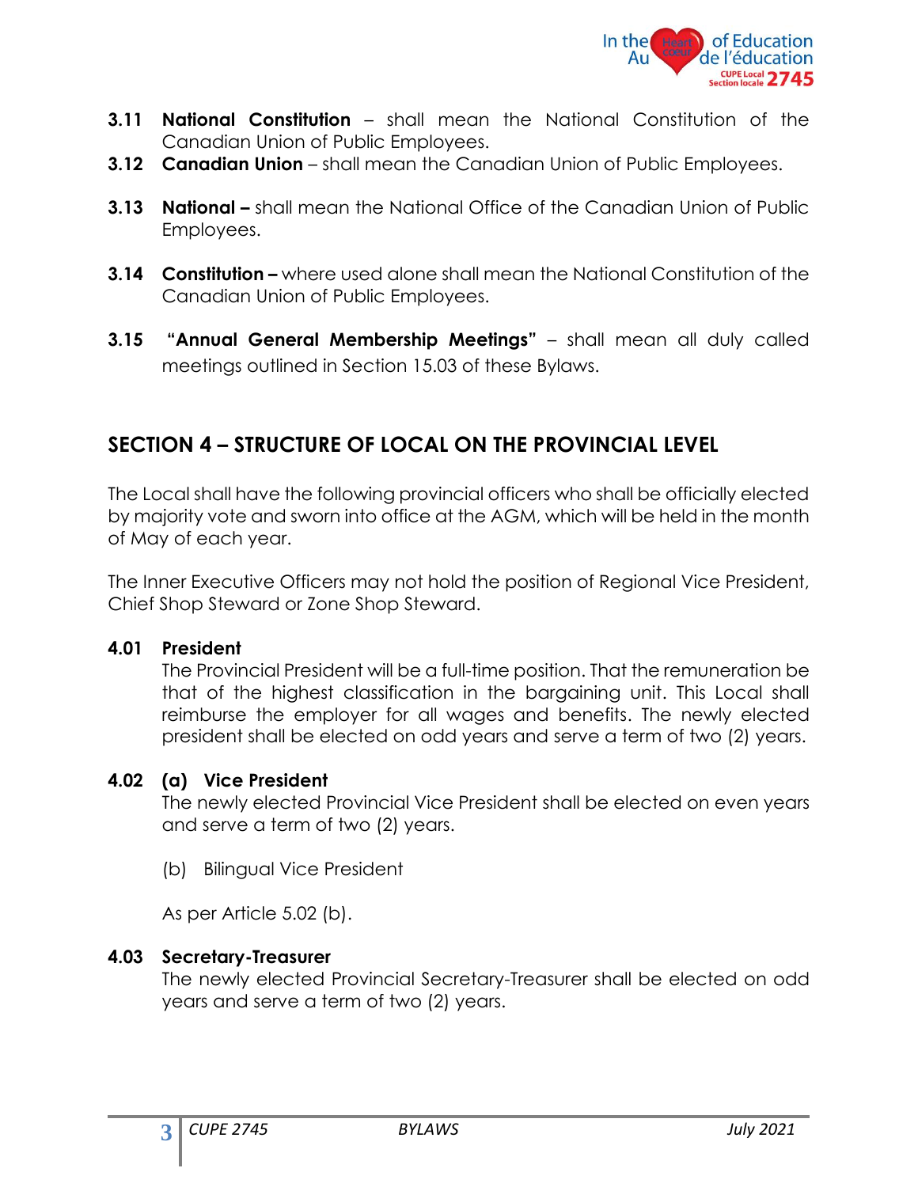**3.11 National Constitution** – shall mean the National Constitution of the Canadian Union of Public Employees.

**3.12 Canadian Union** – shall mean the Canadian Union of Public Employees.

**3.13 National –** shall mean the National Office of the Canadian Union of Public Employees.

**3.14 Constitution –** where used alone shall mean the National Constitution of the Canadian Union of Public Employees.

**3.15 "Annual General Membership Meetings"** – shall mean all duly called meetings outlined in Section 15.03 of these Bylaws.

## SECTION 4 – STRUCTURE OF LOCAL ON THE PROVINCIAL LEVEL

The Local shall have the following provincial officers who shall be officially elected by majority vote and sworn into office at the AGM, which will be held in the month of May of each year.

The Inner Executive Officers may not hold the position of Regional Vice President, Chief Shop Steward or Zone Shop Steward.

**4.01 President**

The Provincial President will be a full-time position. That the remuneration be that of the highest classification in the bargaining unit. This Local shall reimburse the employer for all wages and benefits. The newly elected president shall be elected on odd years and serve a term of two (2) years.

**4.02 (a) Vice President**

The newly elected Provincial Vice President shall be elected on even years and serve a term of two (2) years.

(b) Bilingual Vice President

As per Article 5.02 (b).

**4.03 Secretary-Treasurer**

The newly elected Provincial Secretary-Treasurer shall be elected on odd years and serve a term of two (2) years.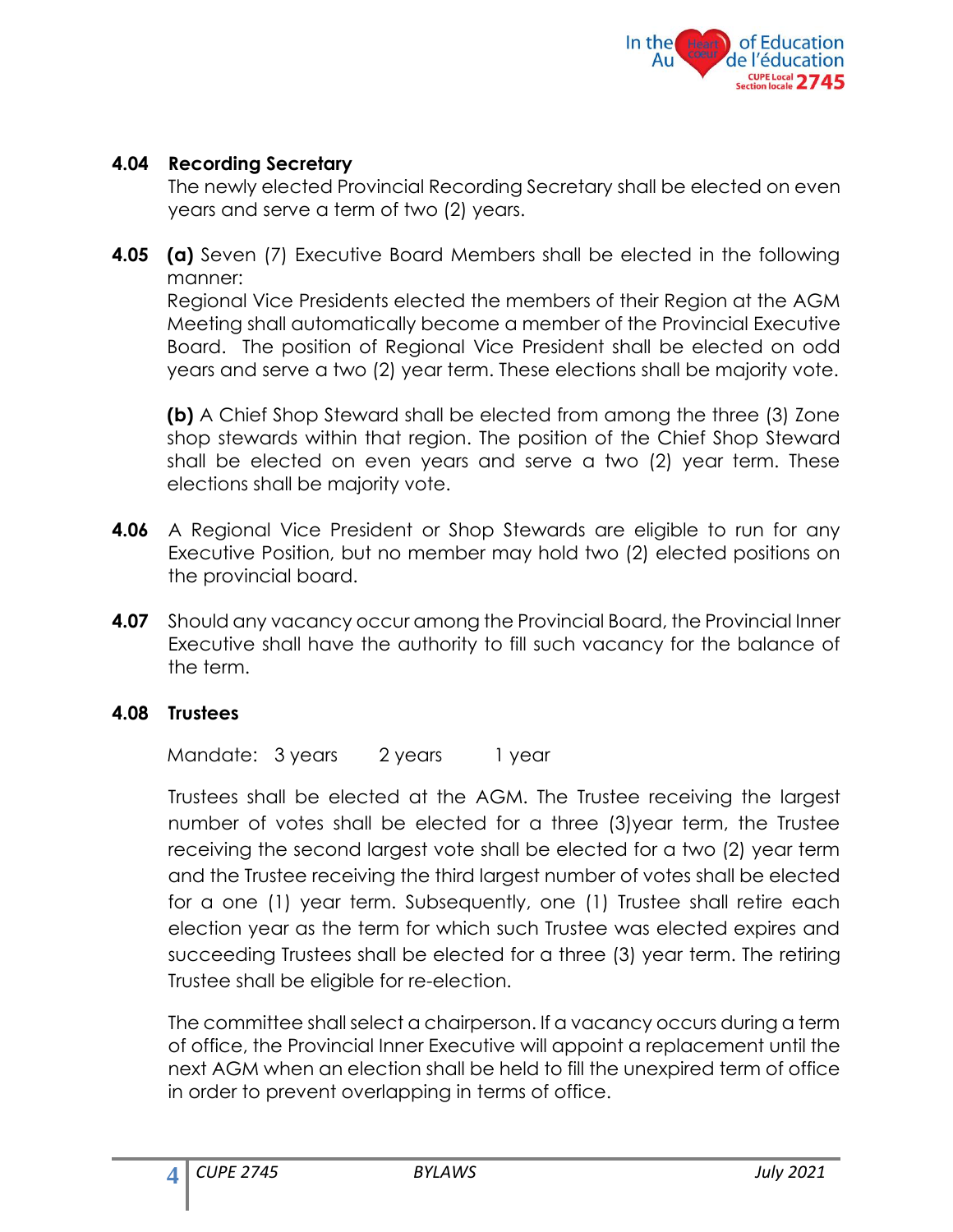**4.04 Recording Secretary**

The newly elected Provincial Recording Secretary shall be elected on even years and serve a term of two (2) years.

**4.05** **(a)** Seven (7) Executive Board Members shall be elected in the following manner:

Regional Vice Presidents elected the members of their Region at the AGM Meeting shall automatically become a member of the Provincial Executive Board. The position of Regional Vice President shall be elected on odd years and serve a two (2) year term. These elections shall be majority vote.

**(b)** A Chief Shop Steward shall be elected from among the three (3) Zone shop stewards within that region. The position of the Chief Shop Steward shall be elected on even years and serve a two (2) year term. These elections shall be majority vote.

**4.06** A Regional Vice President or Shop Stewards are eligible to run for any Executive Position, but no member may hold two (2) elected positions on the provincial board.

**4.07** Should any vacancy occur among the Provincial Board, the Provincial Inner Executive shall have the authority to fill such vacancy for the balance of the term.

**4.08 Trustees**

Mandate: 3 years 2 years 1 year

Trustees shall be elected at the AGM. The Trustee receiving the largest number of votes shall be elected for a three (3)year term, the Trustee receiving the second largest vote shall be elected for a two (2) year term and the Trustee receiving the third largest number of votes shall be elected for a one (1) year term. Subsequently, one (1) Trustee shall retire each election year as the term for which such Trustee was elected expires and succeeding Trustees shall be elected for a three (3) year term. The retiring Trustee shall be eligible for re-election.

The committee shall select a chairperson. If a vacancy occurs during a term of office, the Provincial Inner Executive will appoint a replacement until the next AGM when an election shall be held to fill the unexpired term of office in order to prevent overlapping in terms of office.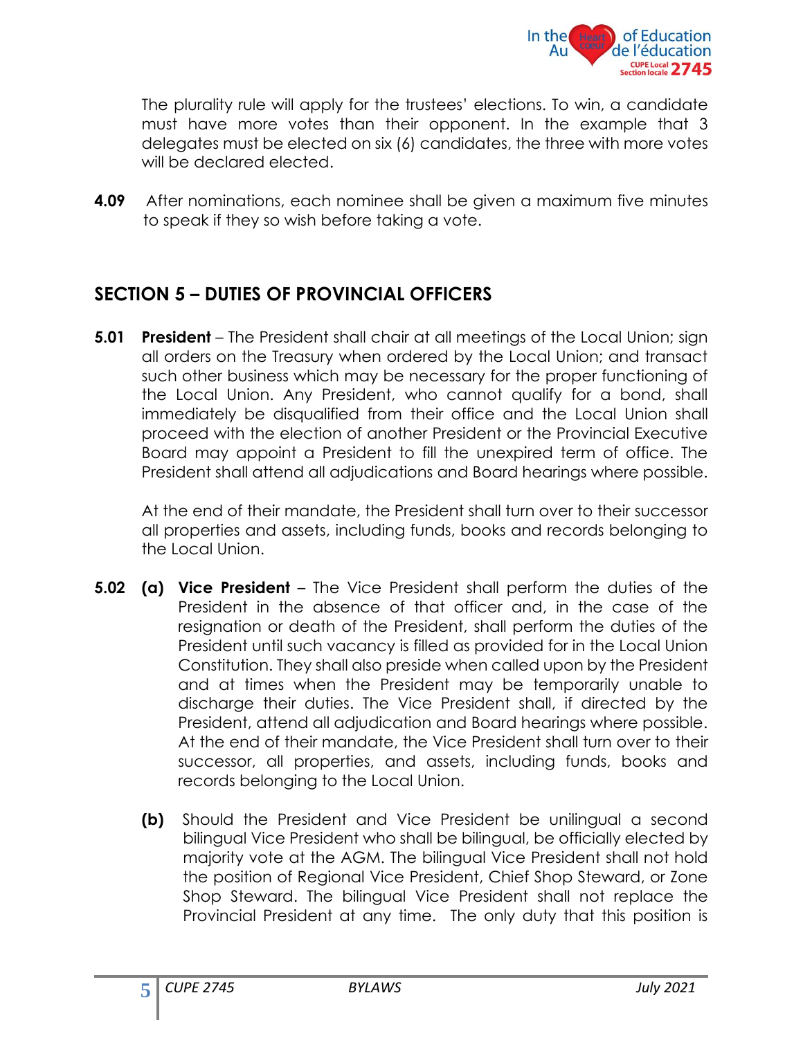The plurality rule will apply for the trustees' elections. To win, a candidate must have more votes than their opponent. In the example that 3 delegates must be elected on six (6) candidates, the three with more votes will be declared elected.

**4.09** After nominations, each nominee shall be given a maximum five minutes to speak if they so wish before taking a vote.

## SECTION 5 – DUTIES OF PROVINCIAL OFFICERS

**5.01** **President** – The President shall chair at all meetings of the Local Union; sign all orders on the Treasury when ordered by the Local Union; and transact such other business which may be necessary for the proper functioning of the Local Union. Any President, who cannot qualify for a bond, shall immediately be disqualified from their office and the Local Union shall proceed with the election of another President or the Provincial Executive Board may appoint a President to fill the unexpired term of office. The President shall attend all adjudications and Board hearings where possible.

At the end of their mandate, the President shall turn over to their successor all properties and assets, including funds, books and records belonging to the Local Union.

**5.02** **(a)** **Vice President** – The Vice President shall perform the duties of the President in the absence of that officer and, in the case of the resignation or death of the President, shall perform the duties of the President until such vacancy is filled as provided for in the Local Union Constitution. They shall also preside when called upon by the President and at times when the President may be temporarily unable to discharge their duties. The Vice President shall, if directed by the President, attend all adjudication and Board hearings where possible. At the end of their mandate, the Vice President shall turn over to their successor, all properties, and assets, including funds, books and records belonging to the Local Union.

**(b)** Should the President and Vice President be unilingual a second bilingual Vice President who shall be bilingual, be officially elected by majority vote at the AGM. The bilingual Vice President shall not hold the position of Regional Vice President, Chief Shop Steward, or Zone Shop Steward. The bilingual Vice President shall not replace the Provincial President at any time. The only duty that this position is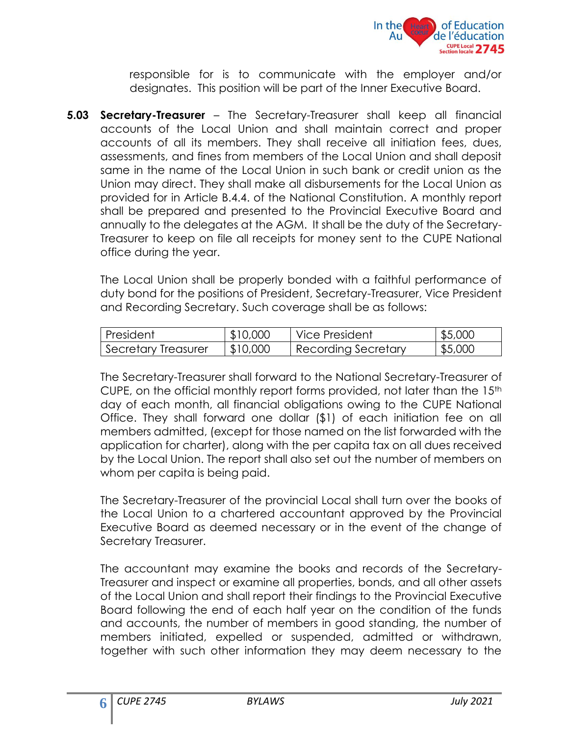responsible for is to communicate with the employer and/or designates. This position will be part of the Inner Executive Board.

**5.03 Secretary-Treasurer** – The Secretary-Treasurer shall keep all financial accounts of the Local Union and shall maintain correct and proper accounts of all its members. They shall receive all initiation fees, dues, assessments, and fines from members of the Local Union and shall deposit same in the name of the Local Union in such bank or credit union as the Union may direct. They shall make all disbursements for the Local Union as provided for in Article B.4.4. of the National Constitution. A monthly report shall be prepared and presented to the Provincial Executive Board and annually to the delegates at the AGM. It shall be the duty of the Secretary-Treasurer to keep on file all receipts for money sent to the CUPE National office during the year.

The Local Union shall be properly bonded with a faithful performance of duty bond for the positions of President, Secretary-Treasurer, Vice President and Recording Secretary. Such coverage shall be as follows:

| President | $10,000 | Vice President | $5,000 |
|---|---|---|---|
| Secretary Treasurer | $10,000 | Recording Secretary | $5,000 |

The Secretary-Treasurer shall forward to the National Secretary-Treasurer of CUPE, on the official monthly report forms provided, not later than the 15th day of each month, all financial obligations owing to the CUPE National Office. They shall forward one dollar ($1) of each initiation fee on all members admitted, (except for those named on the list forwarded with the application for charter), along with the per capita tax on all dues received by the Local Union. The report shall also set out the number of members on whom per capita is being paid.

The Secretary-Treasurer of the provincial Local shall turn over the books of the Local Union to a chartered accountant approved by the Provincial Executive Board as deemed necessary or in the event of the change of Secretary Treasurer.

The accountant may examine the books and records of the Secretary-Treasurer and inspect or examine all properties, bonds, and all other assets of the Local Union and shall report their findings to the Provincial Executive Board following the end of each half year on the condition of the funds and accounts, the number of members in good standing, the number of members initiated, expelled or suspended, admitted or withdrawn, together with such other information they may deem necessary to the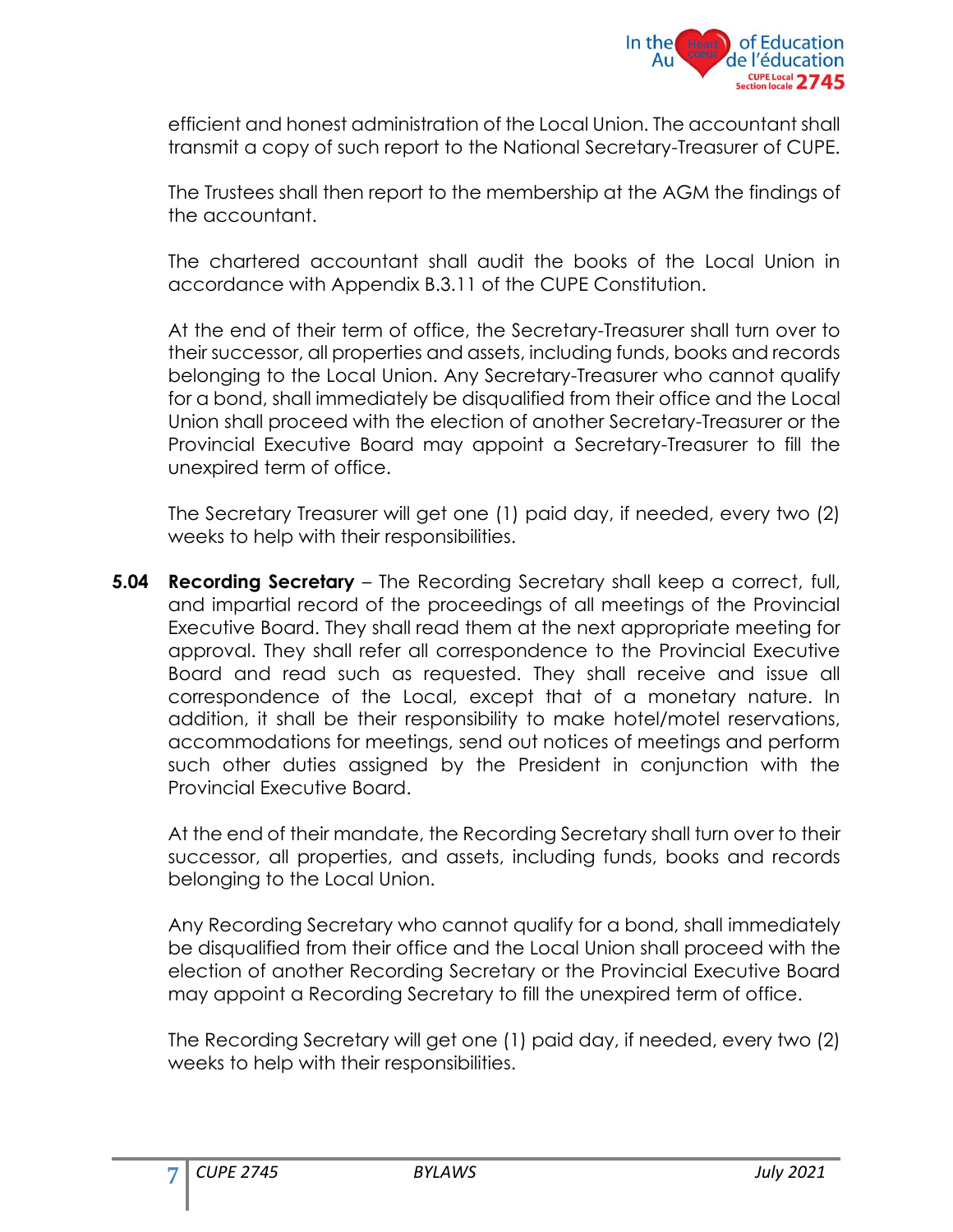efficient and honest administration of the Local Union. The accountant shall transmit a copy of such report to the National Secretary-Treasurer of CUPE.

The Trustees shall then report to the membership at the AGM the findings of the accountant.

The chartered accountant shall audit the books of the Local Union in accordance with Appendix B.3.11 of the CUPE Constitution.

At the end of their term of office, the Secretary-Treasurer shall turn over to their successor, all properties and assets, including funds, books and records belonging to the Local Union. Any Secretary-Treasurer who cannot qualify for a bond, shall immediately be disqualified from their office and the Local Union shall proceed with the election of another Secretary-Treasurer or the Provincial Executive Board may appoint a Secretary-Treasurer to fill the unexpired term of office.

The Secretary Treasurer will get one (1) paid day, if needed, every two (2) weeks to help with their responsibilities.

**5.04** **Recording Secretary** – The Recording Secretary shall keep a correct, full, and impartial record of the proceedings of all meetings of the Provincial Executive Board. They shall read them at the next appropriate meeting for approval. They shall refer all correspondence to the Provincial Executive Board and read such as requested. They shall receive and issue all correspondence of the Local, except that of a monetary nature. In addition, it shall be their responsibility to make hotel/motel reservations, accommodations for meetings, send out notices of meetings and perform such other duties assigned by the President in conjunction with the Provincial Executive Board.

At the end of their mandate, the Recording Secretary shall turn over to their successor, all properties, and assets, including funds, books and records belonging to the Local Union.

Any Recording Secretary who cannot qualify for a bond, shall immediately be disqualified from their office and the Local Union shall proceed with the election of another Recording Secretary or the Provincial Executive Board may appoint a Recording Secretary to fill the unexpired term of office.

The Recording Secretary will get one (1) paid day, if needed, every two (2) weeks to help with their responsibilities.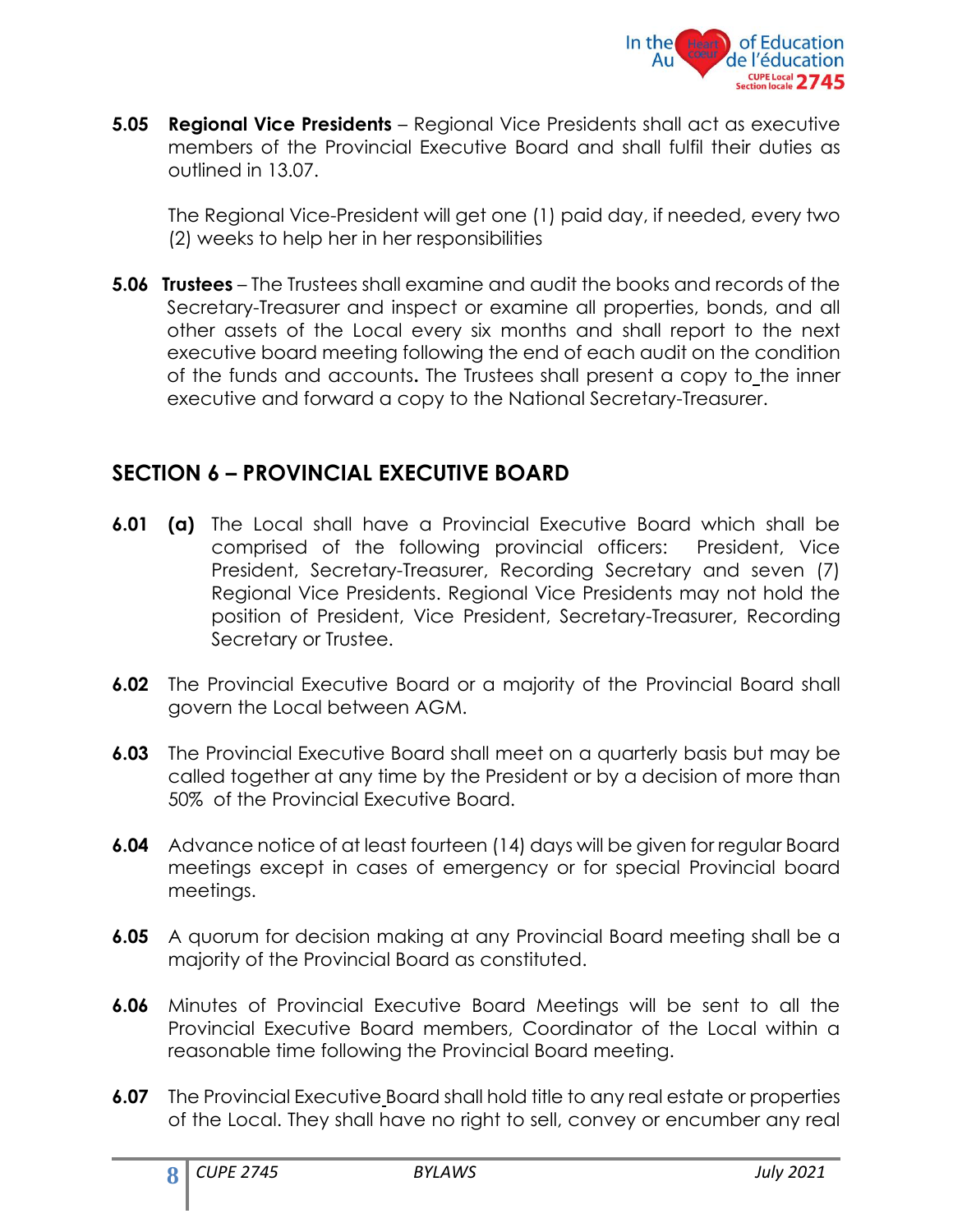**5.05 Regional Vice Presidents** – Regional Vice Presidents shall act as executive members of the Provincial Executive Board and shall fulfil their duties as outlined in 13.07.

The Regional Vice-President will get one (1) paid day, if needed, every two (2) weeks to help her in her responsibilities

**5.06 Trustees** – The Trustees shall examine and audit the books and records of the Secretary-Treasurer and inspect or examine all properties, bonds, and all other assets of the Local every six months and shall report to the next executive board meeting following the end of each audit on the condition of the funds and accounts**.** The Trustees shall present a copy to the inner executive and forward a copy to the National Secretary-Treasurer.

## SECTION 6 – PROVINCIAL EXECUTIVE BOARD

**6.01 (a)** The Local shall have a Provincial Executive Board which shall be comprised of the following provincial officers: President, Vice President, Secretary-Treasurer, Recording Secretary and seven (7) Regional Vice Presidents. Regional Vice Presidents may not hold the position of President, Vice President, Secretary-Treasurer, Recording Secretary or Trustee.

**6.02** The Provincial Executive Board or a majority of the Provincial Board shall govern the Local between AGM.

**6.03** The Provincial Executive Board shall meet on a quarterly basis but may be called together at any time by the President or by a decision of more than 50% of the Provincial Executive Board.

**6.04** Advance notice of at least fourteen (14) days will be given for regular Board meetings except in cases of emergency or for special Provincial board meetings.

**6.05** A quorum for decision making at any Provincial Board meeting shall be a majority of the Provincial Board as constituted.

**6.06** Minutes of Provincial Executive Board Meetings will be sent to all the Provincial Executive Board members, Coordinator of the Local within a reasonable time following the Provincial Board meeting.

**6.07** The Provincial Executive Board shall hold title to any real estate or properties of the Local. They shall have no right to sell, convey or encumber any real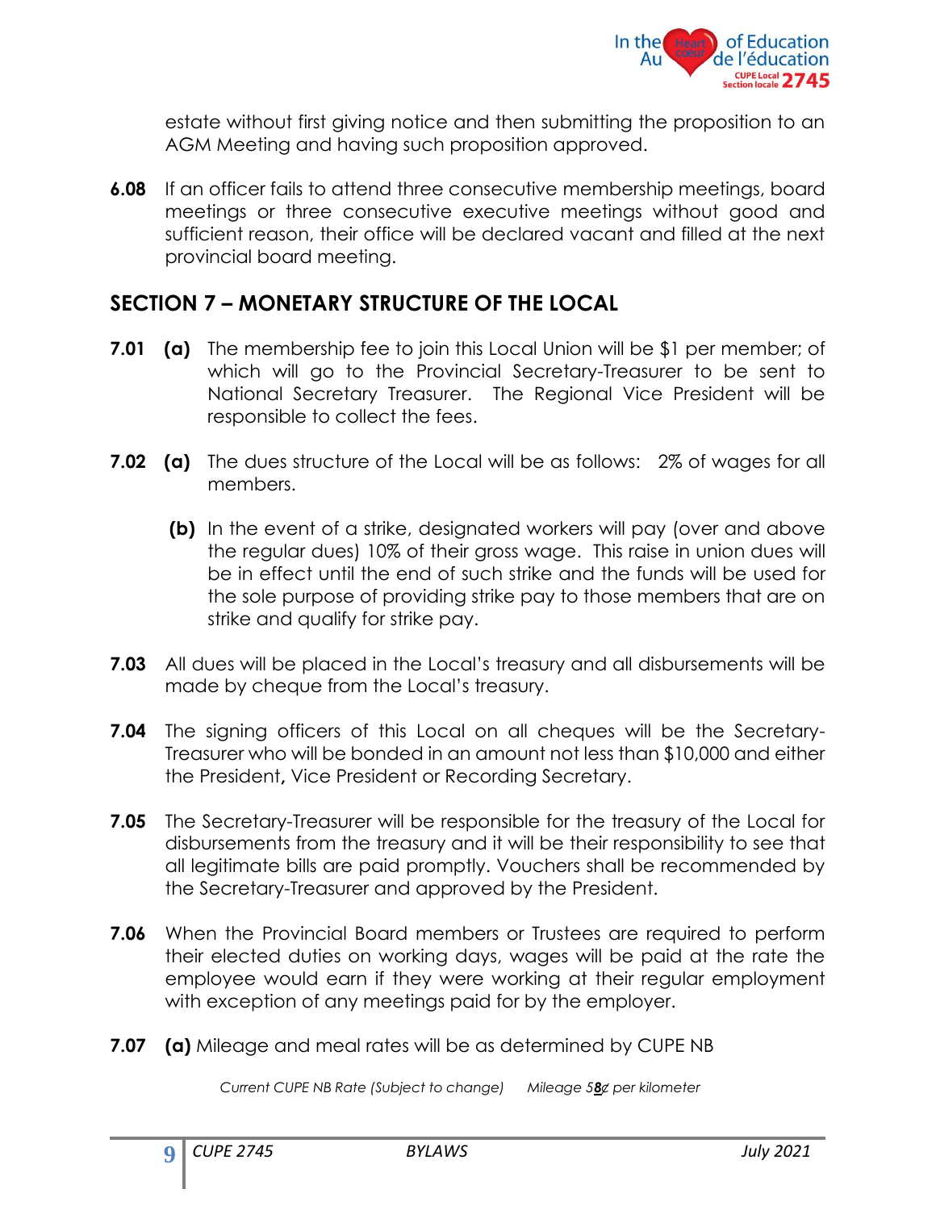estate without first giving notice and then submitting the proposition to an AGM Meeting and having such proposition approved.

**6.08** If an officer fails to attend three consecutive membership meetings, board meetings or three consecutive executive meetings without good and sufficient reason, their office will be declared vacant and filled at the next provincial board meeting.

## SECTION 7 – MONETARY STRUCTURE OF THE LOCAL

**7.01** **(a)** The membership fee to join this Local Union will be $1 per member; of which will go to the Provincial Secretary-Treasurer to be sent to National Secretary Treasurer. The Regional Vice President will be responsible to collect the fees.

**7.02** **(a)** The dues structure of the Local will be as follows: 2% of wages for all members.

**(b)** In the event of a strike, designated workers will pay (over and above the regular dues) 10% of their gross wage. This raise in union dues will be in effect until the end of such strike and the funds will be used for the sole purpose of providing strike pay to those members that are on strike and qualify for strike pay.

**7.03** All dues will be placed in the Local's treasury and all disbursements will be made by cheque from the Local's treasury.

**7.04** The signing officers of this Local on all cheques will be the Secretary-Treasurer who will be bonded in an amount not less than $10,000 and either the President**,** Vice President or Recording Secretary.

**7.05** The Secretary-Treasurer will be responsible for the treasury of the Local for disbursements from the treasury and it will be their responsibility to see that all legitimate bills are paid promptly. Vouchers shall be recommended by the Secretary-Treasurer and approved by the President.

**7.06** When the Provincial Board members or Trustees are required to perform their elected duties on working days, wages will be paid at the rate the employee would earn if they were working at their regular employment with exception of any meetings paid for by the employer.

**7.07** **(a)** Mileage and meal rates will be as determined by CUPE NB

*Current CUPE NB Rate (Subject to change)* *Mileage 58¢ per kilometer*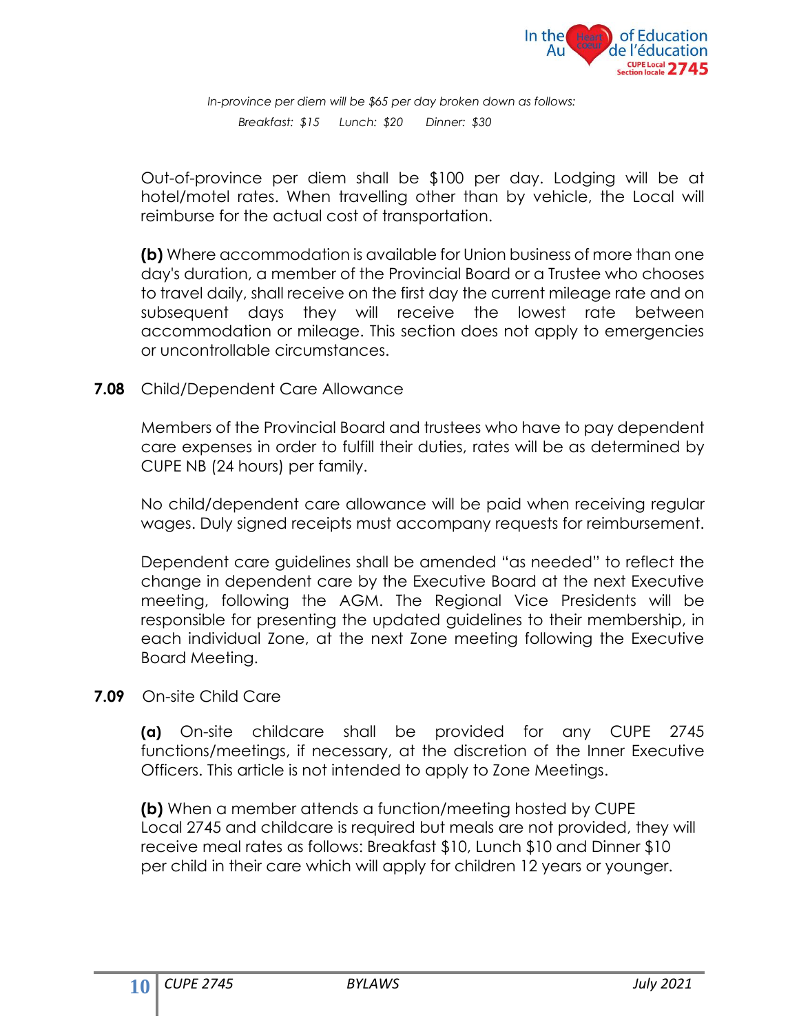*In-province per diem will be $65 per day broken down as follows:*

*Breakfast: $15 Lunch: $20 Dinner: $30*

Out-of-province per diem shall be $100 per day. Lodging will be at hotel/motel rates. When travelling other than by vehicle, the Local will reimburse for the actual cost of transportation.

**(b)** Where accommodation is available for Union business of more than one day's duration, a member of the Provincial Board or a Trustee who chooses to travel daily, shall receive on the first day the current mileage rate and on subsequent days they will receive the lowest rate between accommodation or mileage. This section does not apply to emergencies or uncontrollable circumstances.

**7.08** Child/Dependent Care Allowance

Members of the Provincial Board and trustees who have to pay dependent care expenses in order to fulfill their duties, rates will be as determined by CUPE NB (24 hours) per family.

No child/dependent care allowance will be paid when receiving regular wages. Duly signed receipts must accompany requests for reimbursement.

Dependent care guidelines shall be amended "as needed" to reflect the change in dependent care by the Executive Board at the next Executive meeting, following the AGM. The Regional Vice Presidents will be responsible for presenting the updated guidelines to their membership, in each individual Zone, at the next Zone meeting following the Executive Board Meeting.

**7.09** On-site Child Care

**(a)** On-site childcare shall be provided for any CUPE 2745 functions/meetings, if necessary, at the discretion of the Inner Executive Officers. This article is not intended to apply to Zone Meetings.

**(b)** When a member attends a function/meeting hosted by CUPE Local 2745 and childcare is required but meals are not provided, they will receive meal rates as follows: Breakfast $10, Lunch $10 and Dinner $10 per child in their care which will apply for children 12 years or younger.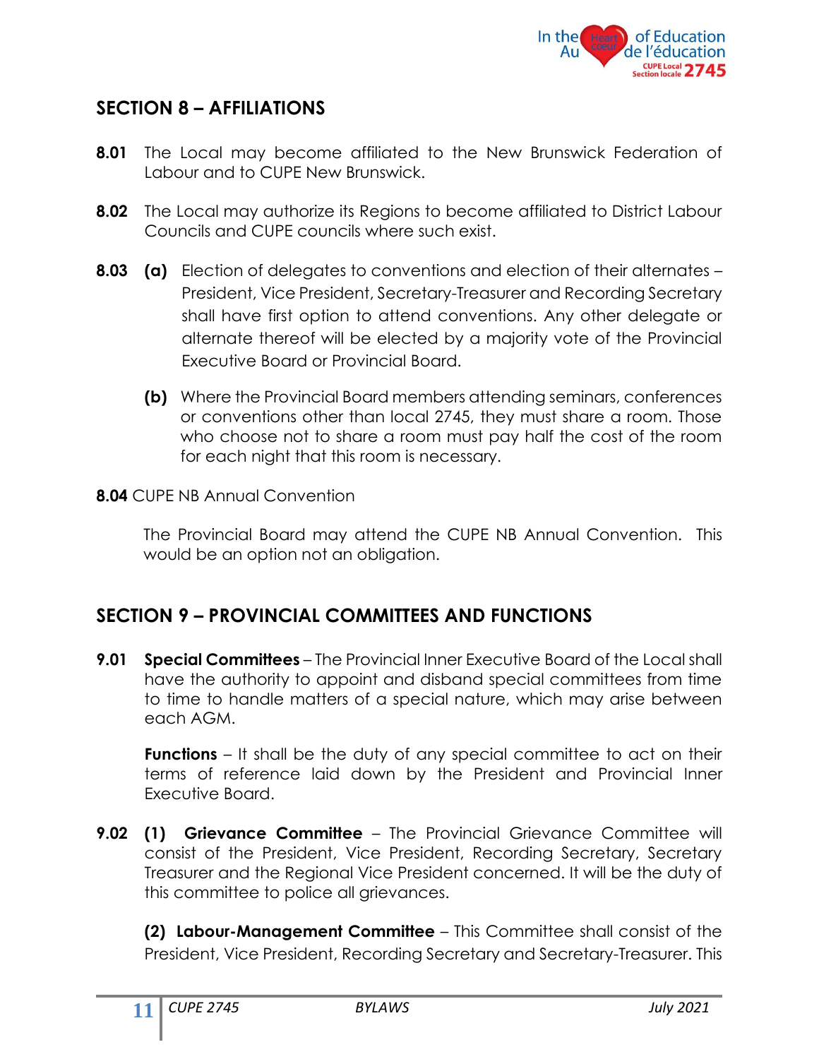## SECTION 8 – AFFILIATIONS

**8.01** The Local may become affiliated to the New Brunswick Federation of Labour and to CUPE New Brunswick.

**8.02** The Local may authorize its Regions to become affiliated to District Labour Councils and CUPE councils where such exist.

**8.03** **(a)** Election of delegates to conventions and election of their alternates – President, Vice President, Secretary-Treasurer and Recording Secretary shall have first option to attend conventions. Any other delegate or alternate thereof will be elected by a majority vote of the Provincial Executive Board or Provincial Board.

**(b)** Where the Provincial Board members attending seminars, conferences or conventions other than local 2745, they must share a room. Those who choose not to share a room must pay half the cost of the room for each night that this room is necessary.

**8.04** CUPE NB Annual Convention

The Provincial Board may attend the CUPE NB Annual Convention. This would be an option not an obligation.

## SECTION 9 – PROVINCIAL COMMITTEES AND FUNCTIONS

**9.01** **Special Committees** – The Provincial Inner Executive Board of the Local shall have the authority to appoint and disband special committees from time to time to handle matters of a special nature, which may arise between each AGM.

**Functions** – It shall be the duty of any special committee to act on their terms of reference laid down by the President and Provincial Inner Executive Board.

**9.02** **(1) Grievance Committee** – The Provincial Grievance Committee will consist of the President, Vice President, Recording Secretary, Secretary Treasurer and the Regional Vice President concerned. It will be the duty of this committee to police all grievances.

**(2) Labour-Management Committee** – This Committee shall consist of the President, Vice President, Recording Secretary and Secretary-Treasurer. This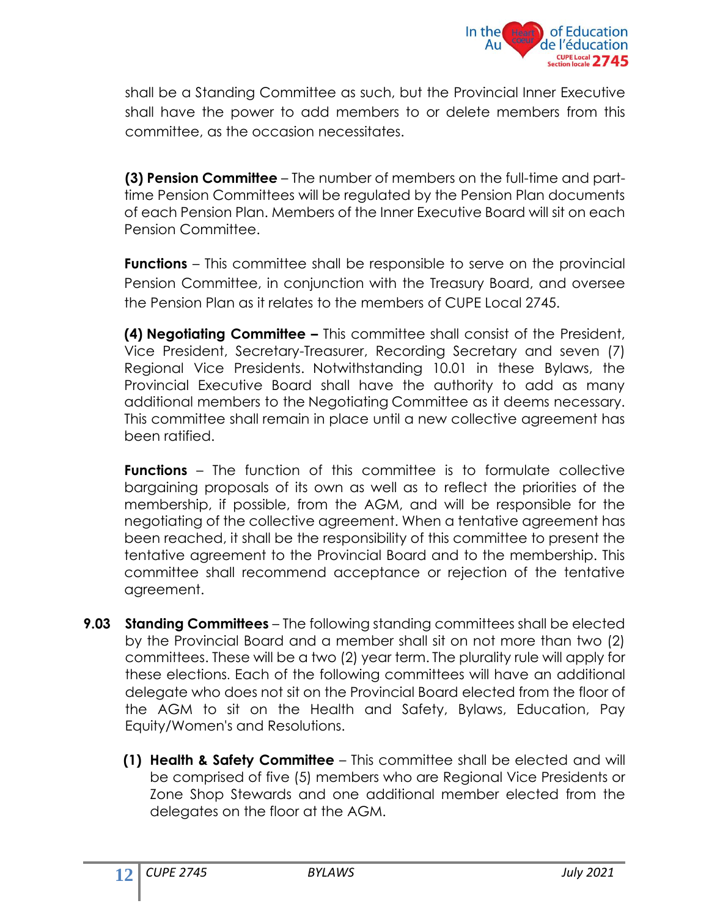shall be a Standing Committee as such, but the Provincial Inner Executive shall have the power to add members to or delete members from this committee, as the occasion necessitates.

**(3) Pension Committee** – The number of members on the full-time and part-time Pension Committees will be regulated by the Pension Plan documents of each Pension Plan. Members of the Inner Executive Board will sit on each Pension Committee.

**Functions** – This committee shall be responsible to serve on the provincial Pension Committee, in conjunction with the Treasury Board, and oversee the Pension Plan as it relates to the members of CUPE Local 2745.

**(4) Negotiating Committee –** This committee shall consist of the President, Vice President, Secretary-Treasurer, Recording Secretary and seven (7) Regional Vice Presidents. Notwithstanding 10.01 in these Bylaws, the Provincial Executive Board shall have the authority to add as many additional members to the Negotiating Committee as it deems necessary. This committee shall remain in place until a new collective agreement has been ratified.

**Functions** – The function of this committee is to formulate collective bargaining proposals of its own as well as to reflect the priorities of the membership, if possible, from the AGM, and will be responsible for the negotiating of the collective agreement. When a tentative agreement has been reached, it shall be the responsibility of this committee to present the tentative agreement to the Provincial Board and to the membership. This committee shall recommend acceptance or rejection of the tentative agreement.

**9.03 Standing Committees** – The following standing committees shall be elected by the Provincial Board and a member shall sit on not more than two (2) committees. These will be a two (2) year term. The plurality rule will apply for these elections. Each of the following committees will have an additional delegate who does not sit on the Provincial Board elected from the floor of the AGM to sit on the Health and Safety, Bylaws, Education, Pay Equity/Women's and Resolutions.

**(1) Health & Safety Committee** – This committee shall be elected and will be comprised of five (5) members who are Regional Vice Presidents or Zone Shop Stewards and one additional member elected from the delegates on the floor at the AGM.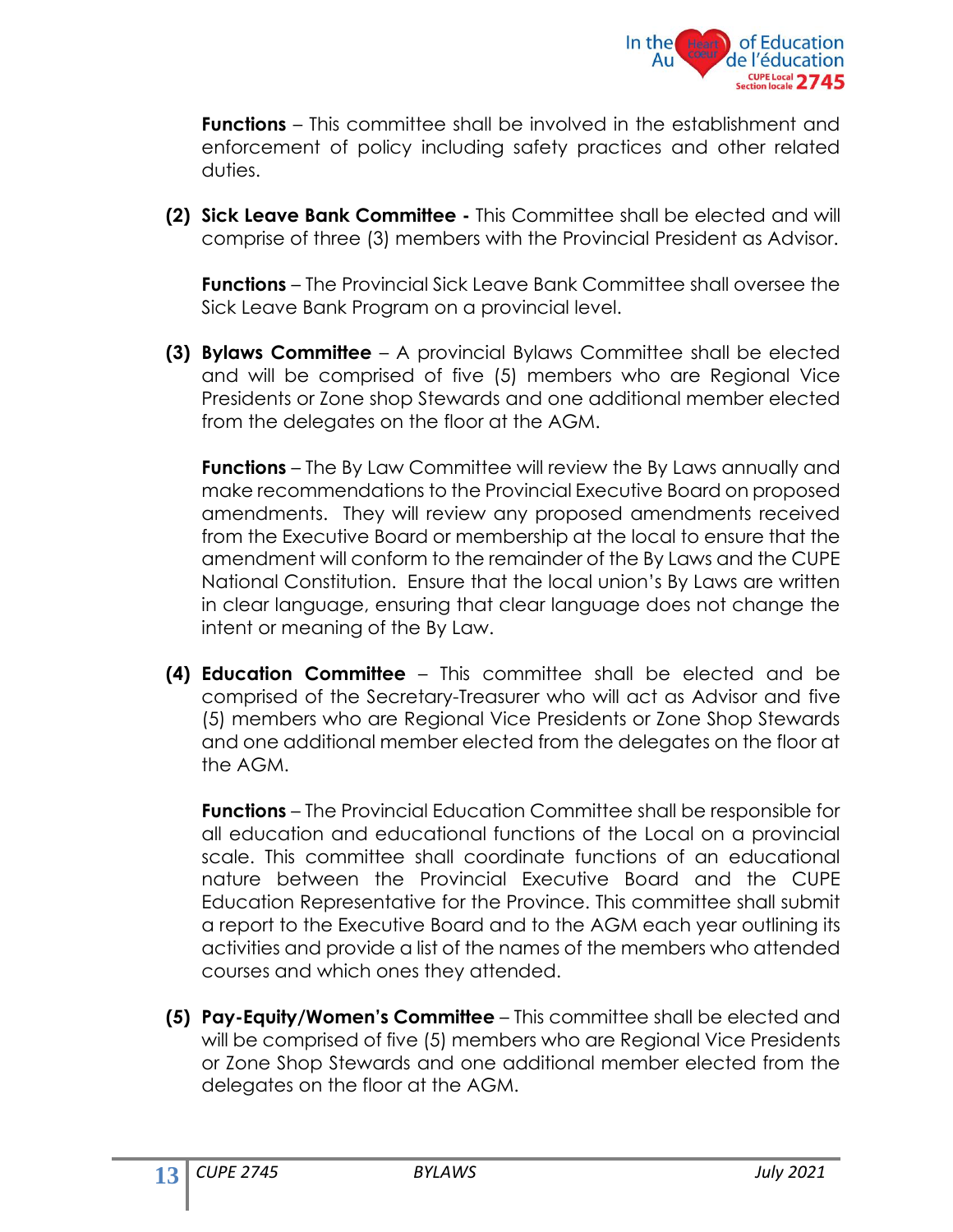**Functions** – This committee shall be involved in the establishment and enforcement of policy including safety practices and other related duties.

**(2) Sick Leave Bank Committee -** This Committee shall be elected and will comprise of three (3) members with the Provincial President as Advisor.

**Functions** – The Provincial Sick Leave Bank Committee shall oversee the Sick Leave Bank Program on a provincial level.

**(3) Bylaws Committee** – A provincial Bylaws Committee shall be elected and will be comprised of five (5) members who are Regional Vice Presidents or Zone shop Stewards and one additional member elected from the delegates on the floor at the AGM.

**Functions** – The By Law Committee will review the By Laws annually and make recommendations to the Provincial Executive Board on proposed amendments. They will review any proposed amendments received from the Executive Board or membership at the local to ensure that the amendment will conform to the remainder of the By Laws and the CUPE National Constitution. Ensure that the local union's By Laws are written in clear language, ensuring that clear language does not change the intent or meaning of the By Law.

**(4) Education Committee** – This committee shall be elected and be comprised of the Secretary-Treasurer who will act as Advisor and five (5) members who are Regional Vice Presidents or Zone Shop Stewards and one additional member elected from the delegates on the floor at the AGM.

**Functions** – The Provincial Education Committee shall be responsible for all education and educational functions of the Local on a provincial scale. This committee shall coordinate functions of an educational nature between the Provincial Executive Board and the CUPE Education Representative for the Province. This committee shall submit a report to the Executive Board and to the AGM each year outlining its activities and provide a list of the names of the members who attended courses and which ones they attended.

**(5) Pay-Equity/Women's Committee** – This committee shall be elected and will be comprised of five (5) members who are Regional Vice Presidents or Zone Shop Stewards and one additional member elected from the delegates on the floor at the AGM.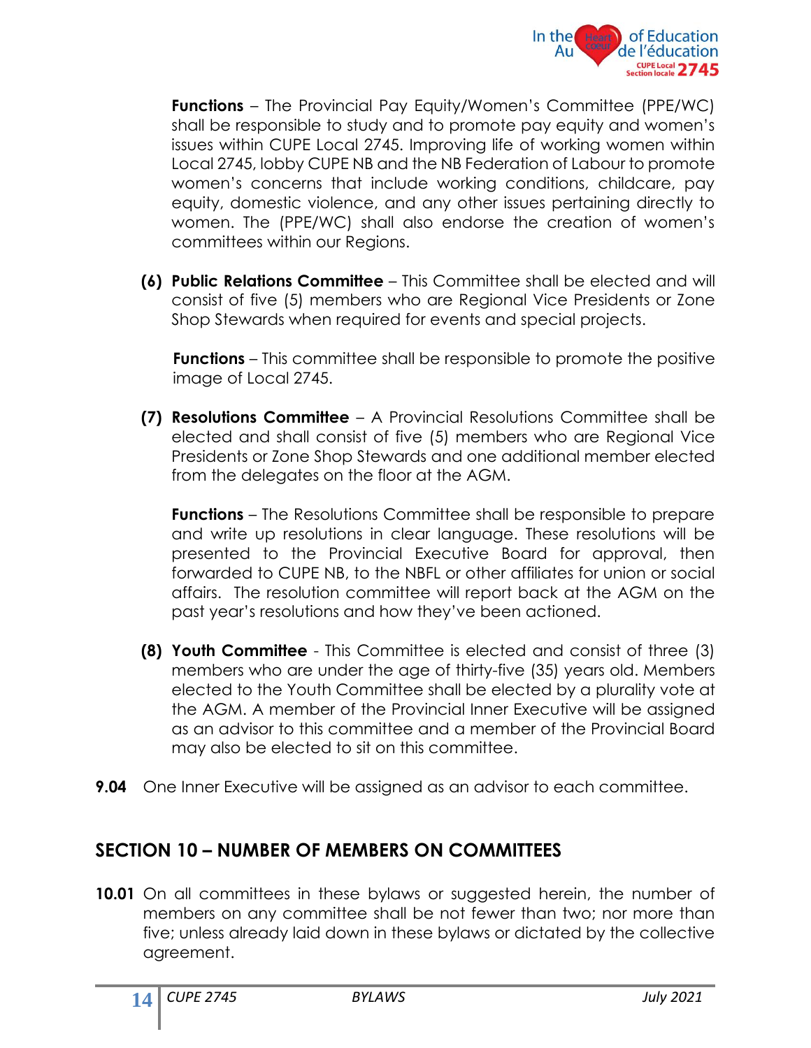**Functions** – The Provincial Pay Equity/Women's Committee (PPE/WC) shall be responsible to study and to promote pay equity and women's issues within CUPE Local 2745. Improving life of working women within Local 2745, lobby CUPE NB and the NB Federation of Labour to promote women's concerns that include working conditions, childcare, pay equity, domestic violence, and any other issues pertaining directly to women. The (PPE/WC) shall also endorse the creation of women's committees within our Regions.

**(6) Public Relations Committee** – This Committee shall be elected and will consist of five (5) members who are Regional Vice Presidents or Zone Shop Stewards when required for events and special projects.

**Functions** – This committee shall be responsible to promote the positive image of Local 2745.

**(7) Resolutions Committee** – A Provincial Resolutions Committee shall be elected and shall consist of five (5) members who are Regional Vice Presidents or Zone Shop Stewards and one additional member elected from the delegates on the floor at the AGM.

**Functions** – The Resolutions Committee shall be responsible to prepare and write up resolutions in clear language. These resolutions will be presented to the Provincial Executive Board for approval, then forwarded to CUPE NB, to the NBFL or other affiliates for union or social affairs. The resolution committee will report back at the AGM on the past year's resolutions and how they've been actioned.

**(8) Youth Committee** - This Committee is elected and consist of three (3) members who are under the age of thirty-five (35) years old. Members elected to the Youth Committee shall be elected by a plurality vote at the AGM. A member of the Provincial Inner Executive will be assigned as an advisor to this committee and a member of the Provincial Board may also be elected to sit on this committee.

**9.04** One Inner Executive will be assigned as an advisor to each committee.

## SECTION 10 – NUMBER OF MEMBERS ON COMMITTEES

**10.01** On all committees in these bylaws or suggested herein, the number of members on any committee shall be not fewer than two; nor more than five; unless already laid down in these bylaws or dictated by the collective agreement.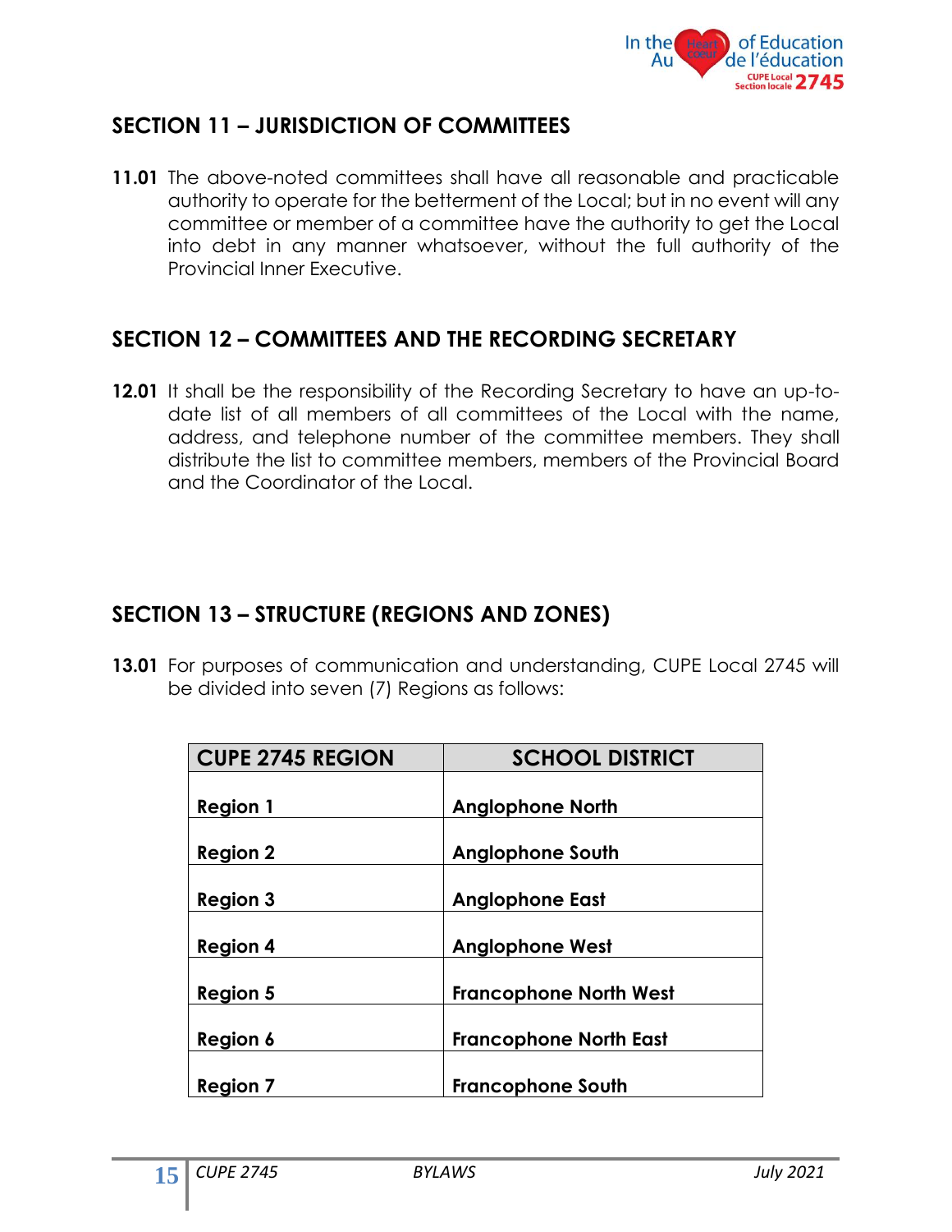## SECTION 11 – JURISDICTION OF COMMITTEES

**11.01** The above-noted committees shall have all reasonable and practicable authority to operate for the betterment of the Local; but in no event will any committee or member of a committee have the authority to get the Local into debt in any manner whatsoever, without the full authority of the Provincial Inner Executive.

## SECTION 12 – COMMITTEES AND THE RECORDING SECRETARY

**12.01** It shall be the responsibility of the Recording Secretary to have an up-to-date list of all members of all committees of the Local with the name, address, and telephone number of the committee members. They shall distribute the list to committee members, members of the Provincial Board and the Coordinator of the Local.

## SECTION 13 – STRUCTURE (REGIONS AND ZONES)

**13.01** For purposes of communication and understanding, CUPE Local 2745 will be divided into seven (7) Regions as follows:

| CUPE 2745 REGION | SCHOOL DISTRICT |
|---|---|
| **Region 1** | **Anglophone North** |
| **Region 2** | **Anglophone South** |
| **Region 3** | **Anglophone East** |
| **Region 4** | **Anglophone West** |
| **Region 5** | **Francophone North West** |
| **Region 6** | **Francophone North East** |
| **Region 7** | **Francophone South** |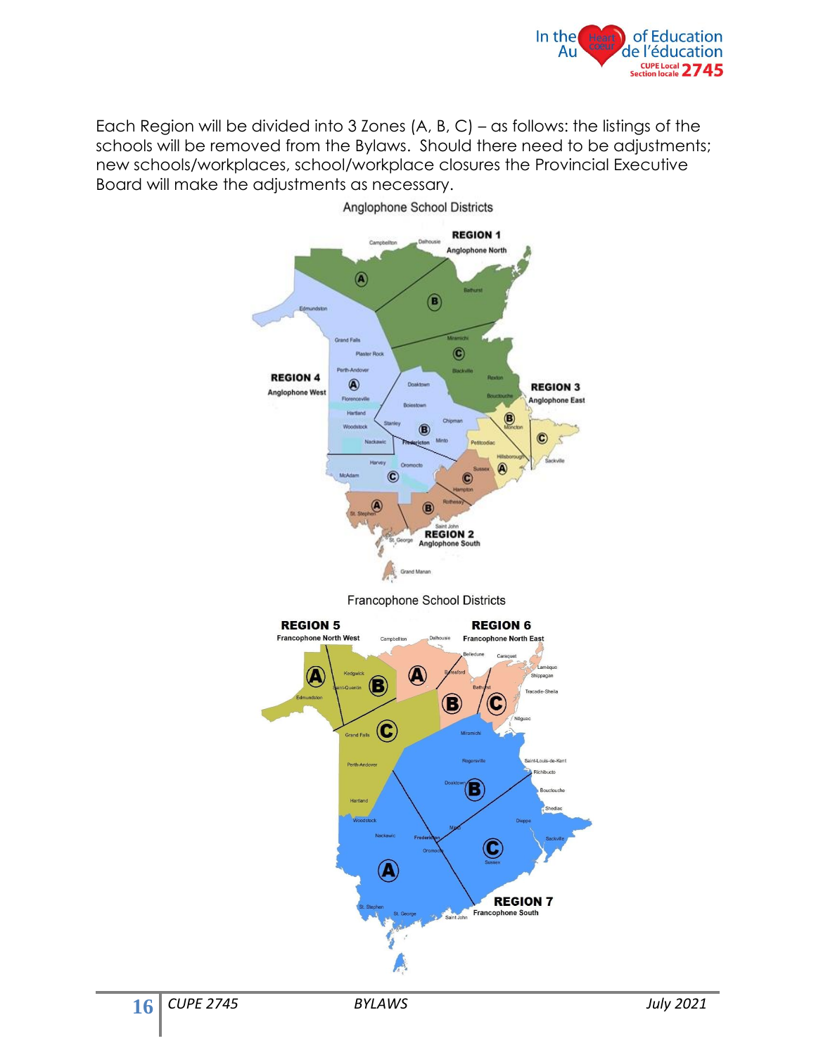Each Region will be divided into 3 Zones (A, B, C) – as follows: the listings of the schools will be removed from the Bylaws. Should there need to be adjustments; new schools/workplaces, school/workplace closures the Provincial Executive Board will make the adjustments as necessary.

Anglophone School Districts

Francophone School Districts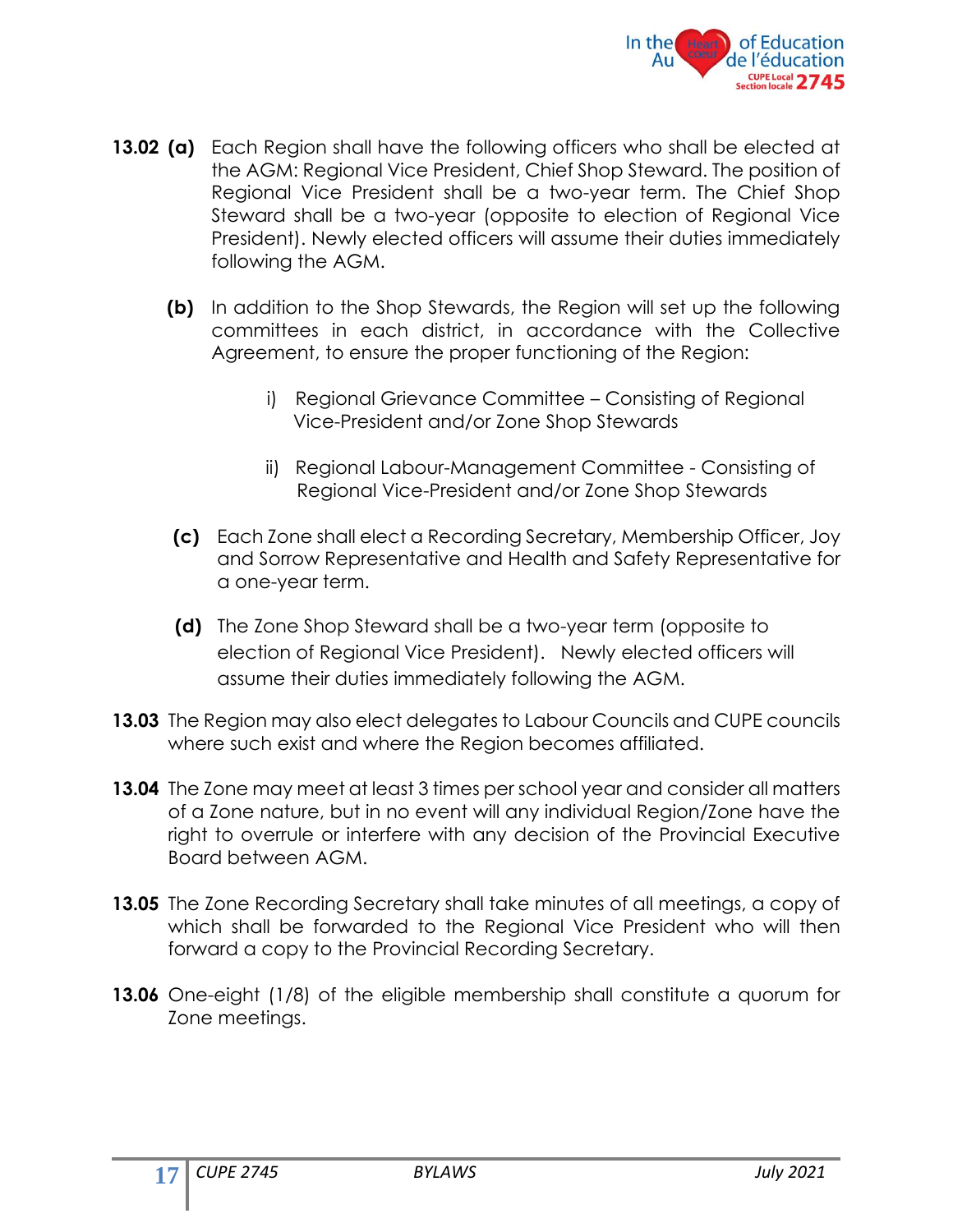**13.02** **(a)** Each Region shall have the following officers who shall be elected at the AGM: Regional Vice President, Chief Shop Steward. The position of Regional Vice President shall be a two-year term. The Chief Shop Steward shall be a two-year (opposite to election of Regional Vice President). Newly elected officers will assume their duties immediately following the AGM.

**(b)** In addition to the Shop Stewards, the Region will set up the following committees in each district, in accordance with the Collective Agreement, to ensure the proper functioning of the Region:

i) Regional Grievance Committee – Consisting of Regional Vice-President and/or Zone Shop Stewards

ii) Regional Labour-Management Committee - Consisting of Regional Vice-President and/or Zone Shop Stewards

**(c)** Each Zone shall elect a Recording Secretary, Membership Officer, Joy and Sorrow Representative and Health and Safety Representative for a one-year term.

**(d)** The Zone Shop Steward shall be a two-year term (opposite to election of Regional Vice President). Newly elected officers will assume their duties immediately following the AGM.

**13.03** The Region may also elect delegates to Labour Councils and CUPE councils where such exist and where the Region becomes affiliated.

**13.04** The Zone may meet at least 3 times per school year and consider all matters of a Zone nature, but in no event will any individual Region/Zone have the right to overrule or interfere with any decision of the Provincial Executive Board between AGM.

**13.05** The Zone Recording Secretary shall take minutes of all meetings, a copy of which shall be forwarded to the Regional Vice President who will then forward a copy to the Provincial Recording Secretary.

**13.06** One-eight (1/8) of the eligible membership shall constitute a quorum for Zone meetings.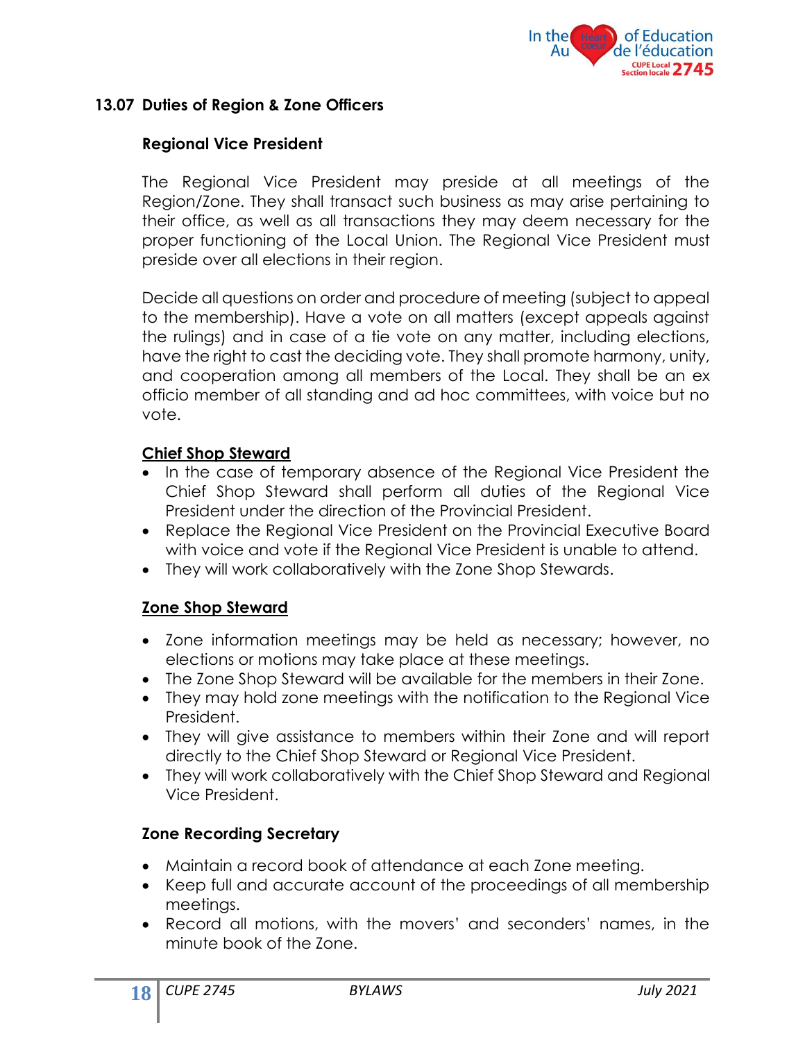## 13.07 Duties of Region & Zone Officers

### Regional Vice President

The Regional Vice President may preside at all meetings of the Region/Zone. They shall transact such business as may arise pertaining to their office, as well as all transactions they may deem necessary for the proper functioning of the Local Union. The Regional Vice President must preside over all elections in their region.

Decide all questions on order and procedure of meeting (subject to appeal to the membership). Have a vote on all matters (except appeals against the rulings) and in case of a tie vote on any matter, including elections, have the right to cast the deciding vote. They shall promote harmony, unity, and cooperation among all members of the Local. They shall be an ex officio member of all standing and ad hoc committees, with voice but no vote.

### Chief Shop Steward

- In the case of temporary absence of the Regional Vice President the Chief Shop Steward shall perform all duties of the Regional Vice President under the direction of the Provincial President.
- Replace the Regional Vice President on the Provincial Executive Board with voice and vote if the Regional Vice President is unable to attend.
- They will work collaboratively with the Zone Shop Stewards.

### Zone Shop Steward

- Zone information meetings may be held as necessary; however, no elections or motions may take place at these meetings.
- The Zone Shop Steward will be available for the members in their Zone.
- They may hold zone meetings with the notification to the Regional Vice President.
- They will give assistance to members within their Zone and will report directly to the Chief Shop Steward or Regional Vice President.
- They will work collaboratively with the Chief Shop Steward and Regional Vice President.

### Zone Recording Secretary

- Maintain a record book of attendance at each Zone meeting.
- Keep full and accurate account of the proceedings of all membership meetings.
- Record all motions, with the movers' and seconders' names, in the minute book of the Zone.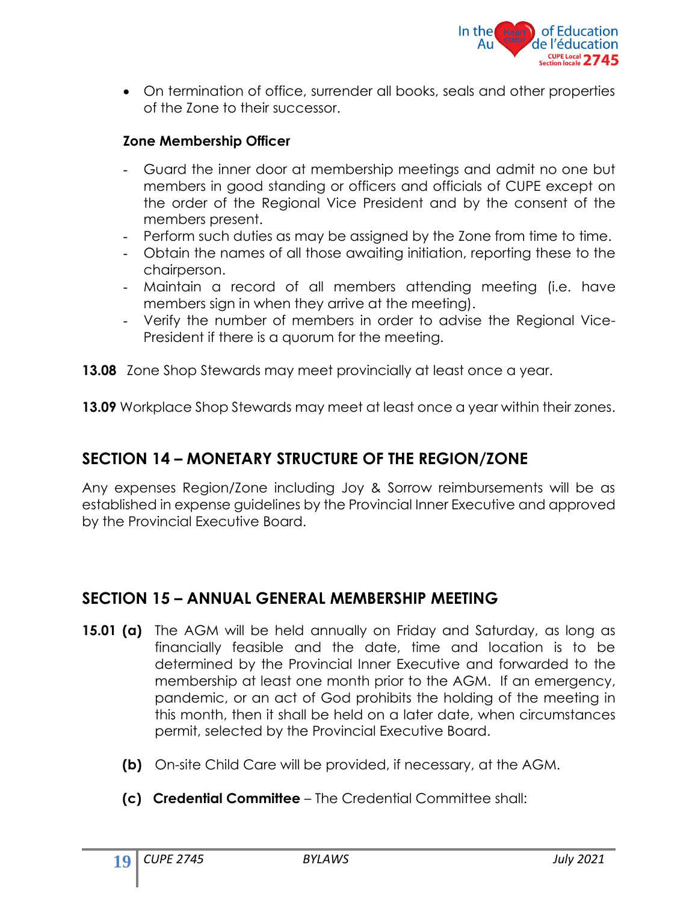- On termination of office, surrender all books, seals and other properties of the Zone to their successor.

**Zone Membership Officer**

- Guard the inner door at membership meetings and admit no one but members in good standing or officers and officials of CUPE except on the order of the Regional Vice President and by the consent of the members present.
- Perform such duties as may be assigned by the Zone from time to time.
- Obtain the names of all those awaiting initiation, reporting these to the chairperson.
- Maintain a record of all members attending meeting (i.e. have members sign in when they arrive at the meeting).
- Verify the number of members in order to advise the Regional Vice-President if there is a quorum for the meeting.

**13.08** Zone Shop Stewards may meet provincially at least once a year.

**13.09** Workplace Shop Stewards may meet at least once a year within their zones.

## SECTION 14 – MONETARY STRUCTURE OF THE REGION/ZONE

Any expenses Region/Zone including Joy & Sorrow reimbursements will be as established in expense guidelines by the Provincial Inner Executive and approved by the Provincial Executive Board.

## SECTION 15 – ANNUAL GENERAL MEMBERSHIP MEETING

**15.01 (a)** The AGM will be held annually on Friday and Saturday, as long as financially feasible and the date, time and location is to be determined by the Provincial Inner Executive and forwarded to the membership at least one month prior to the AGM. If an emergency, pandemic, or an act of God prohibits the holding of the meeting in this month, then it shall be held on a later date, when circumstances permit, selected by the Provincial Executive Board.

**(b)** On-site Child Care will be provided, if necessary, at the AGM.

**(c) Credential Committee** – The Credential Committee shall: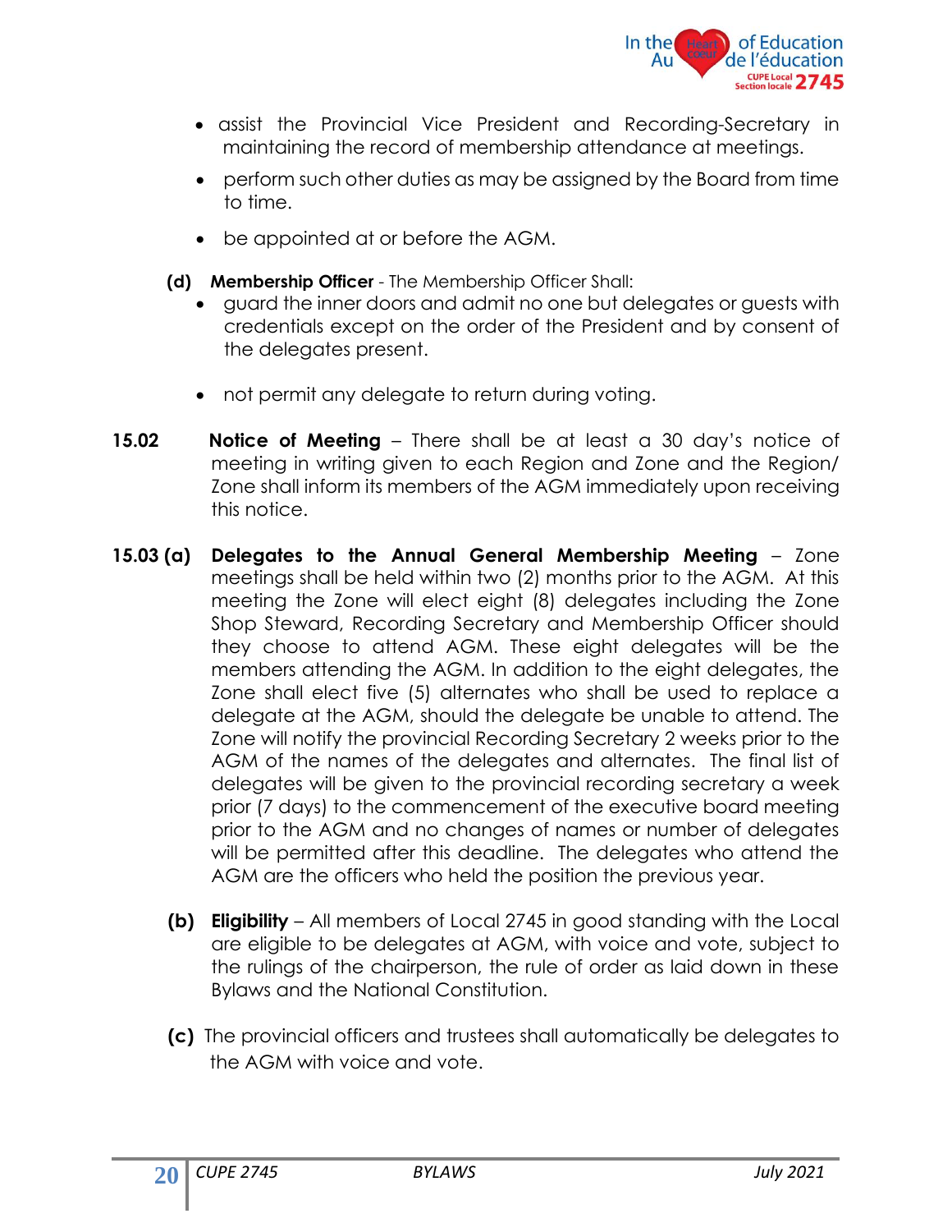- assist the Provincial Vice President and Recording-Secretary in maintaining the record of membership attendance at meetings.
- perform such other duties as may be assigned by the Board from time to time.
- be appointed at or before the AGM.

**(d) Membership Officer** - The Membership Officer Shall:

- guard the inner doors and admit no one but delegates or guests with credentials except on the order of the President and by consent of the delegates present.
- not permit any delegate to return during voting.

**15.02 Notice of Meeting** – There shall be at least a 30 day's notice of meeting in writing given to each Region and Zone and the Region/ Zone shall inform its members of the AGM immediately upon receiving this notice.

**15.03 (a) Delegates to the Annual General Membership Meeting** – Zone meetings shall be held within two (2) months prior to the AGM. At this meeting the Zone will elect eight (8) delegates including the Zone Shop Steward, Recording Secretary and Membership Officer should they choose to attend AGM. These eight delegates will be the members attending the AGM. In addition to the eight delegates, the Zone shall elect five (5) alternates who shall be used to replace a delegate at the AGM, should the delegate be unable to attend. The Zone will notify the provincial Recording Secretary 2 weeks prior to the AGM of the names of the delegates and alternates. The final list of delegates will be given to the provincial recording secretary a week prior (7 days) to the commencement of the executive board meeting prior to the AGM and no changes of names or number of delegates will be permitted after this deadline. The delegates who attend the AGM are the officers who held the position the previous year.

**(b) Eligibility** – All members of Local 2745 in good standing with the Local are eligible to be delegates at AGM, with voice and vote, subject to the rulings of the chairperson, the rule of order as laid down in these Bylaws and the National Constitution.

**(c)** The provincial officers and trustees shall automatically be delegates to the AGM with voice and vote.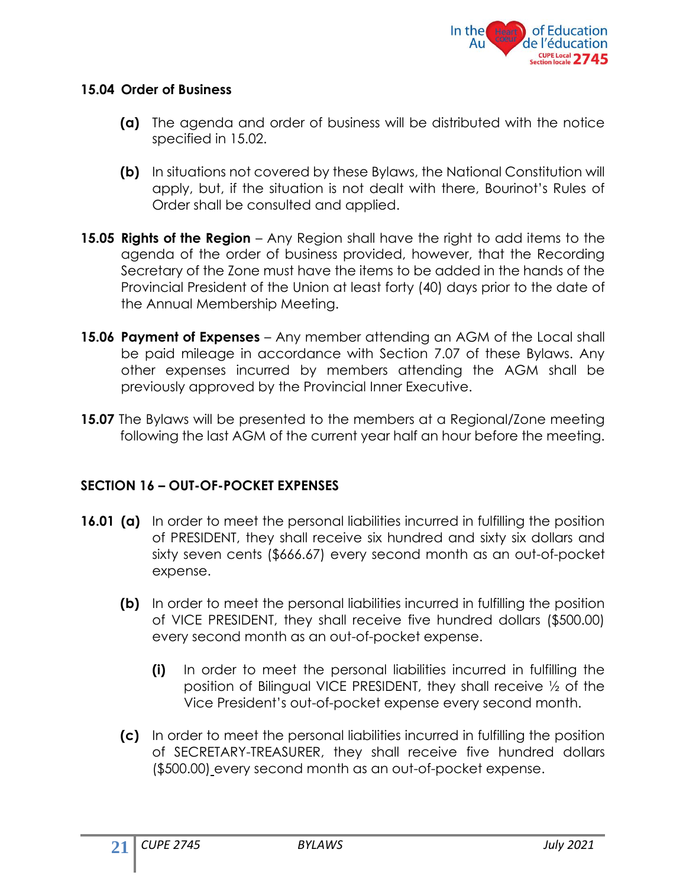### 15.04 Order of Business

**(a)** The agenda and order of business will be distributed with the notice specified in 15.02.

**(b)** In situations not covered by these Bylaws, the National Constitution will apply, but, if the situation is not dealt with there, Bourinot's Rules of Order shall be consulted and applied.

**15.05 Rights of the Region** – Any Region shall have the right to add items to the agenda of the order of business provided, however, that the Recording Secretary of the Zone must have the items to be added in the hands of the Provincial President of the Union at least forty (40) days prior to the date of the Annual Membership Meeting.

**15.06 Payment of Expenses** – Any member attending an AGM of the Local shall be paid mileage in accordance with Section 7.07 of these Bylaws. Any other expenses incurred by members attending the AGM shall be previously approved by the Provincial Inner Executive.

**15.07** The Bylaws will be presented to the members at a Regional/Zone meeting following the last AGM of the current year half an hour before the meeting.

## SECTION 16 – OUT-OF-POCKET EXPENSES

**16.01 (a)** In order to meet the personal liabilities incurred in fulfilling the position of PRESIDENT, they shall receive six hundred and sixty six dollars and sixty seven cents ($666.67) every second month as an out-of-pocket expense.

**(b)** In order to meet the personal liabilities incurred in fulfilling the position of VICE PRESIDENT, they shall receive five hundred dollars ($500.00) every second month as an out-of-pocket expense.

**(i)** In order to meet the personal liabilities incurred in fulfilling the position of Bilingual VICE PRESIDENT, they shall receive ½ of the Vice President's out-of-pocket expense every second month.

**(c)** In order to meet the personal liabilities incurred in fulfilling the position of SECRETARY-TREASURER, they shall receive five hundred dollars ($500.00) every second month as an out-of-pocket expense.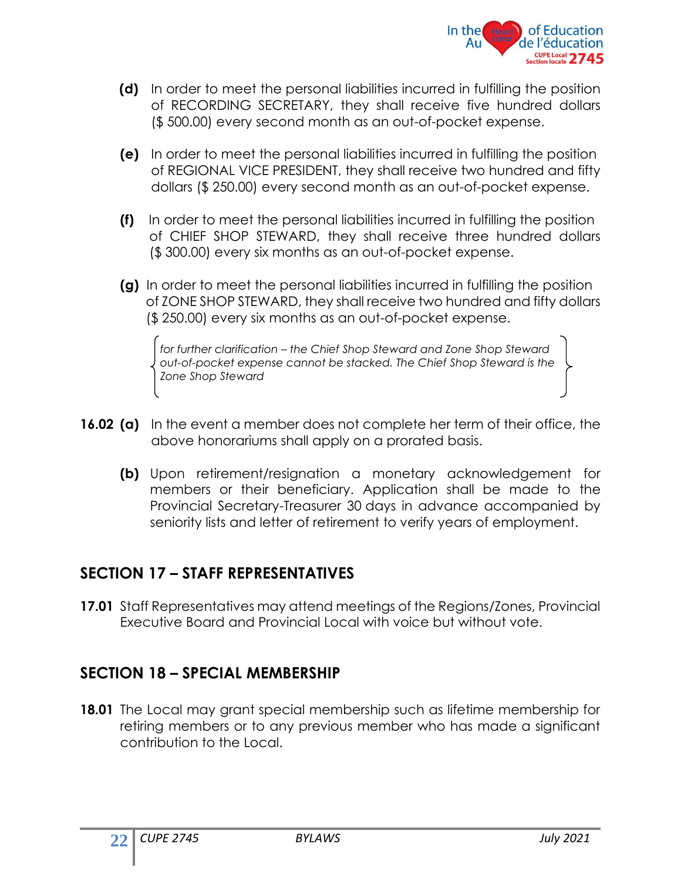**(d)** In order to meet the personal liabilities incurred in fulfilling the position of RECORDING SECRETARY, they shall receive five hundred dollars ($ 500.00) every second month as an out-of-pocket expense.

**(e)** In order to meet the personal liabilities incurred in fulfilling the position of REGIONAL VICE PRESIDENT, they shall receive two hundred and fifty dollars ($ 250.00) every second month as an out-of-pocket expense.

**(f)** In order to meet the personal liabilities incurred in fulfilling the position of CHIEF SHOP STEWARD, they shall receive three hundred dollars ($ 300.00) every six months as an out-of-pocket expense.

**(g)** In order to meet the personal liabilities incurred in fulfilling the position of ZONE SHOP STEWARD, they shall receive two hundred and fifty dollars ($ 250.00) every six months as an out-of-pocket expense.

*for further clarification – the Chief Shop Steward and Zone Shop Steward out-of-pocket expense cannot be stacked. The Chief Shop Steward is the Zone Shop Steward*

**16.02 (a)** In the event a member does not complete her term of their office, the above honorariums shall apply on a prorated basis.

**(b)** Upon retirement/resignation a monetary acknowledgement for members or their beneficiary. Application shall be made to the Provincial Secretary-Treasurer 30 days in advance accompanied by seniority lists and letter of retirement to verify years of employment.

## SECTION 17 – STAFF REPRESENTATIVES

**17.01** Staff Representatives may attend meetings of the Regions/Zones, Provincial Executive Board and Provincial Local with voice but without vote.

## SECTION 18 – SPECIAL MEMBERSHIP

**18.01** The Local may grant special membership such as lifetime membership for retiring members or to any previous member who has made a significant contribution to the Local.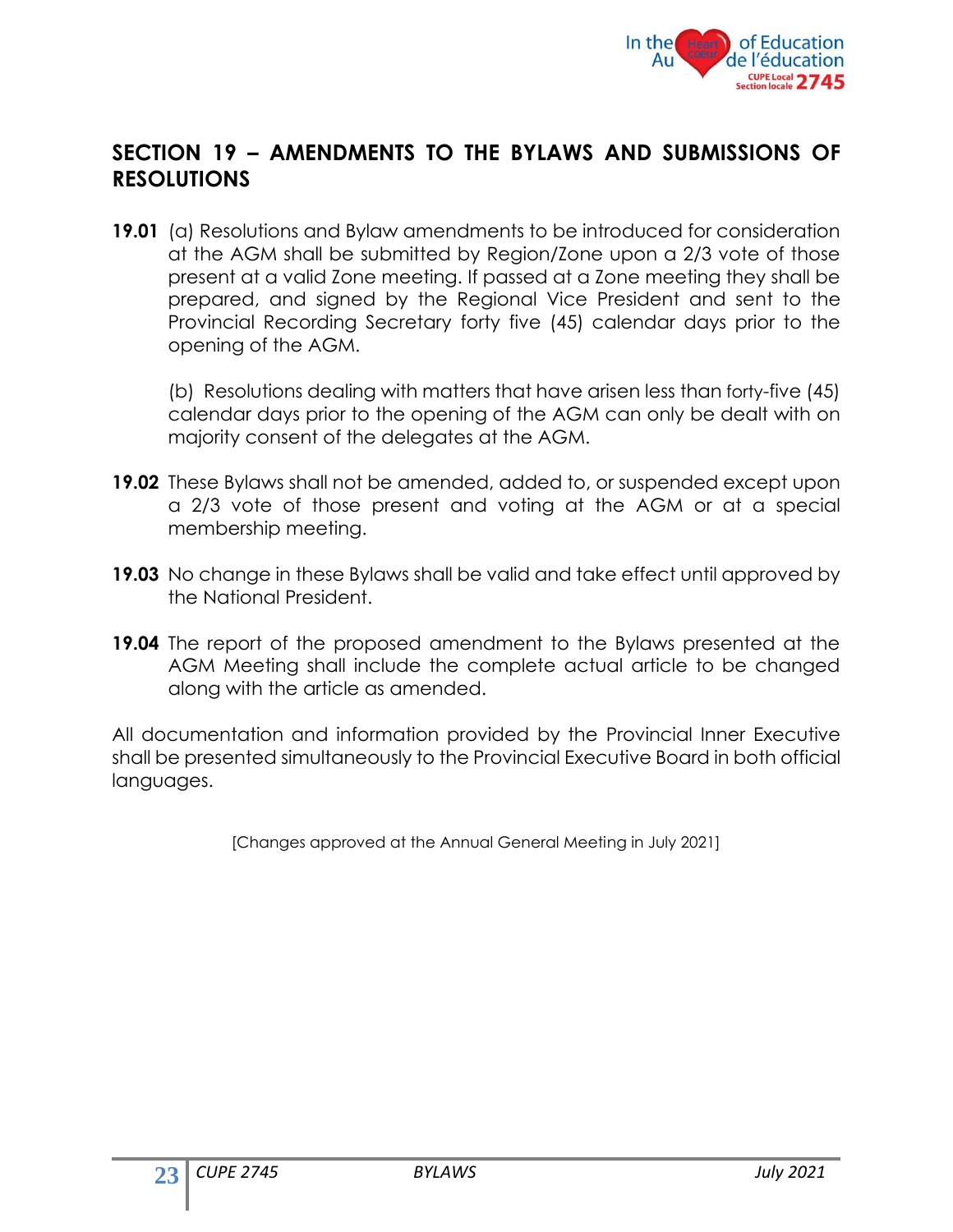## SECTION 19 – AMENDMENTS TO THE BYLAWS AND SUBMISSIONS OF RESOLUTIONS

**19.01** (a) Resolutions and Bylaw amendments to be introduced for consideration at the AGM shall be submitted by Region/Zone upon a 2/3 vote of those present at a valid Zone meeting. If passed at a Zone meeting they shall be prepared, and signed by the Regional Vice President and sent to the Provincial Recording Secretary forty five (45) calendar days prior to the opening of the AGM.

(b) Resolutions dealing with matters that have arisen less than forty-five (45) calendar days prior to the opening of the AGM can only be dealt with on majority consent of the delegates at the AGM.

**19.02** These Bylaws shall not be amended, added to, or suspended except upon a 2/3 vote of those present and voting at the AGM or at a special membership meeting.

**19.03** No change in these Bylaws shall be valid and take effect until approved by the National President.

**19.04** The report of the proposed amendment to the Bylaws presented at the AGM Meeting shall include the complete actual article to be changed along with the article as amended.

All documentation and information provided by the Provincial Inner Executive shall be presented simultaneously to the Provincial Executive Board in both official languages.

[Changes approved at the Annual General Meeting in July 2021]